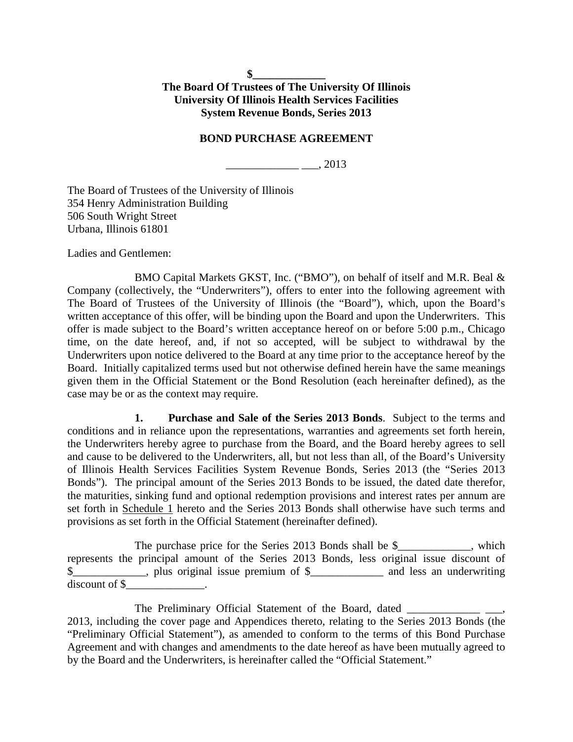**$_____________**
**The Board Of Trustees of The University Of Illinois**
**University Of Illinois Health Services Facilities**
**System Revenue Bonds, Series 2013**

**BOND PURCHASE AGREEMENT**

_____________ ___, 2013

The Board of Trustees of the University of Illinois
354 Henry Administration Building
506 South Wright Street
Urbana, Illinois 61801

Ladies and Gentlemen:

BMO Capital Markets GKST, Inc. ("BMO"), on behalf of itself and M.R. Beal & Company (collectively, the "Underwriters"), offers to enter into the following agreement with The Board of Trustees of the University of Illinois (the "Board"), which, upon the Board's written acceptance of this offer, will be binding upon the Board and upon the Underwriters. This offer is made subject to the Board's written acceptance hereof on or before 5:00 p.m., Chicago time, on the date hereof, and, if not so accepted, will be subject to withdrawal by the Underwriters upon notice delivered to the Board at any time prior to the acceptance hereof by the Board. Initially capitalized terms used but not otherwise defined herein have the same meanings given them in the Official Statement or the Bond Resolution (each hereinafter defined), as the case may be or as the context may require.

**1. Purchase and Sale of the Series 2013 Bonds**. Subject to the terms and conditions and in reliance upon the representations, warranties and agreements set forth herein, the Underwriters hereby agree to purchase from the Board, and the Board hereby agrees to sell and cause to be delivered to the Underwriters, all, but not less than all, of the Board's University of Illinois Health Services Facilities System Revenue Bonds, Series 2013 (the "Series 2013 Bonds"). The principal amount of the Series 2013 Bonds to be issued, the dated date therefor, the maturities, sinking fund and optional redemption provisions and interest rates per annum are set forth in Schedule 1 hereto and the Series 2013 Bonds shall otherwise have such terms and provisions as set forth in the Official Statement (hereinafter defined).

The purchase price for the Series 2013 Bonds shall be $_____________, which represents the principal amount of the Series 2013 Bonds, less original issue discount of $_____________, plus original issue premium of $_____________ and less an underwriting discount of $______________.

The Preliminary Official Statement of the Board, dated _____________ ___, 2013, including the cover page and Appendices thereto, relating to the Series 2013 Bonds (the "Preliminary Official Statement"), as amended to conform to the terms of this Bond Purchase Agreement and with changes and amendments to the date hereof as have been mutually agreed to by the Board and the Underwriters, is hereinafter called the "Official Statement."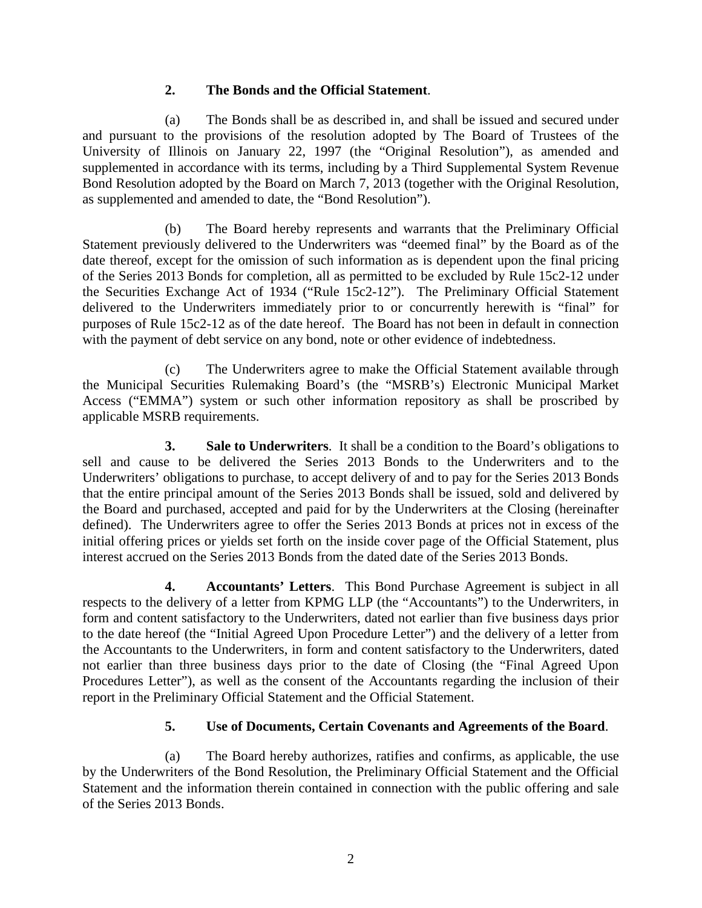**2. The Bonds and the Official Statement**.

(a) The Bonds shall be as described in, and shall be issued and secured under and pursuant to the provisions of the resolution adopted by The Board of Trustees of the University of Illinois on January 22, 1997 (the "Original Resolution"), as amended and supplemented in accordance with its terms, including by a Third Supplemental System Revenue Bond Resolution adopted by the Board on March 7, 2013 (together with the Original Resolution, as supplemented and amended to date, the "Bond Resolution").

(b) The Board hereby represents and warrants that the Preliminary Official Statement previously delivered to the Underwriters was "deemed final" by the Board as of the date thereof, except for the omission of such information as is dependent upon the final pricing of the Series 2013 Bonds for completion, all as permitted to be excluded by Rule 15c2-12 under the Securities Exchange Act of 1934 ("Rule 15c2-12"). The Preliminary Official Statement delivered to the Underwriters immediately prior to or concurrently herewith is "final" for purposes of Rule 15c2-12 as of the date hereof. The Board has not been in default in connection with the payment of debt service on any bond, note or other evidence of indebtedness.

(c) The Underwriters agree to make the Official Statement available through the Municipal Securities Rulemaking Board's (the "MSRB's) Electronic Municipal Market Access ("EMMA") system or such other information repository as shall be proscribed by applicable MSRB requirements.

**3. Sale to Underwriters**. It shall be a condition to the Board's obligations to sell and cause to be delivered the Series 2013 Bonds to the Underwriters and to the Underwriters' obligations to purchase, to accept delivery of and to pay for the Series 2013 Bonds that the entire principal amount of the Series 2013 Bonds shall be issued, sold and delivered by the Board and purchased, accepted and paid for by the Underwriters at the Closing (hereinafter defined). The Underwriters agree to offer the Series 2013 Bonds at prices not in excess of the initial offering prices or yields set forth on the inside cover page of the Official Statement, plus interest accrued on the Series 2013 Bonds from the dated date of the Series 2013 Bonds.

**4. Accountants' Letters**. This Bond Purchase Agreement is subject in all respects to the delivery of a letter from KPMG LLP (the "Accountants") to the Underwriters, in form and content satisfactory to the Underwriters, dated not earlier than five business days prior to the date hereof (the "Initial Agreed Upon Procedure Letter") and the delivery of a letter from the Accountants to the Underwriters, in form and content satisfactory to the Underwriters, dated not earlier than three business days prior to the date of Closing (the "Final Agreed Upon Procedures Letter"), as well as the consent of the Accountants regarding the inclusion of their report in the Preliminary Official Statement and the Official Statement.

**5. Use of Documents, Certain Covenants and Agreements of the Board**.

(a) The Board hereby authorizes, ratifies and confirms, as applicable, the use by the Underwriters of the Bond Resolution, the Preliminary Official Statement and the Official Statement and the information therein contained in connection with the public offering and sale of the Series 2013 Bonds.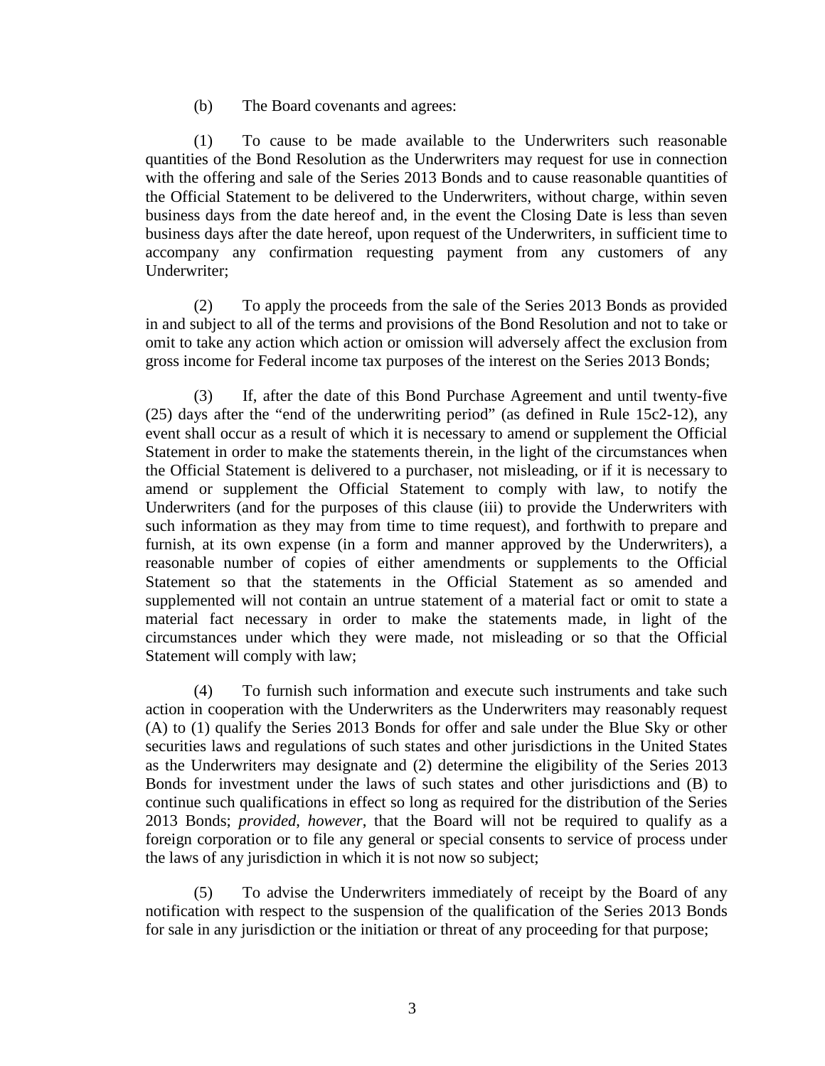(b) The Board covenants and agrees:

(1) To cause to be made available to the Underwriters such reasonable quantities of the Bond Resolution as the Underwriters may request for use in connection with the offering and sale of the Series 2013 Bonds and to cause reasonable quantities of the Official Statement to be delivered to the Underwriters, without charge, within seven business days from the date hereof and, in the event the Closing Date is less than seven business days after the date hereof, upon request of the Underwriters, in sufficient time to accompany any confirmation requesting payment from any customers of any Underwriter;

(2) To apply the proceeds from the sale of the Series 2013 Bonds as provided in and subject to all of the terms and provisions of the Bond Resolution and not to take or omit to take any action which action or omission will adversely affect the exclusion from gross income for Federal income tax purposes of the interest on the Series 2013 Bonds;

(3) If, after the date of this Bond Purchase Agreement and until twenty-five (25) days after the "end of the underwriting period" (as defined in Rule 15c2-12), any event shall occur as a result of which it is necessary to amend or supplement the Official Statement in order to make the statements therein, in the light of the circumstances when the Official Statement is delivered to a purchaser, not misleading, or if it is necessary to amend or supplement the Official Statement to comply with law, to notify the Underwriters (and for the purposes of this clause (iii) to provide the Underwriters with such information as they may from time to time request), and forthwith to prepare and furnish, at its own expense (in a form and manner approved by the Underwriters), a reasonable number of copies of either amendments or supplements to the Official Statement so that the statements in the Official Statement as so amended and supplemented will not contain an untrue statement of a material fact or omit to state a material fact necessary in order to make the statements made, in light of the circumstances under which they were made, not misleading or so that the Official Statement will comply with law;

(4) To furnish such information and execute such instruments and take such action in cooperation with the Underwriters as the Underwriters may reasonably request (A) to (1) qualify the Series 2013 Bonds for offer and sale under the Blue Sky or other securities laws and regulations of such states and other jurisdictions in the United States as the Underwriters may designate and (2) determine the eligibility of the Series 2013 Bonds for investment under the laws of such states and other jurisdictions and (B) to continue such qualifications in effect so long as required for the distribution of the Series 2013 Bonds; *provided*, *however*, that the Board will not be required to qualify as a foreign corporation or to file any general or special consents to service of process under the laws of any jurisdiction in which it is not now so subject;

(5) To advise the Underwriters immediately of receipt by the Board of any notification with respect to the suspension of the qualification of the Series 2013 Bonds for sale in any jurisdiction or the initiation or threat of any proceeding for that purpose;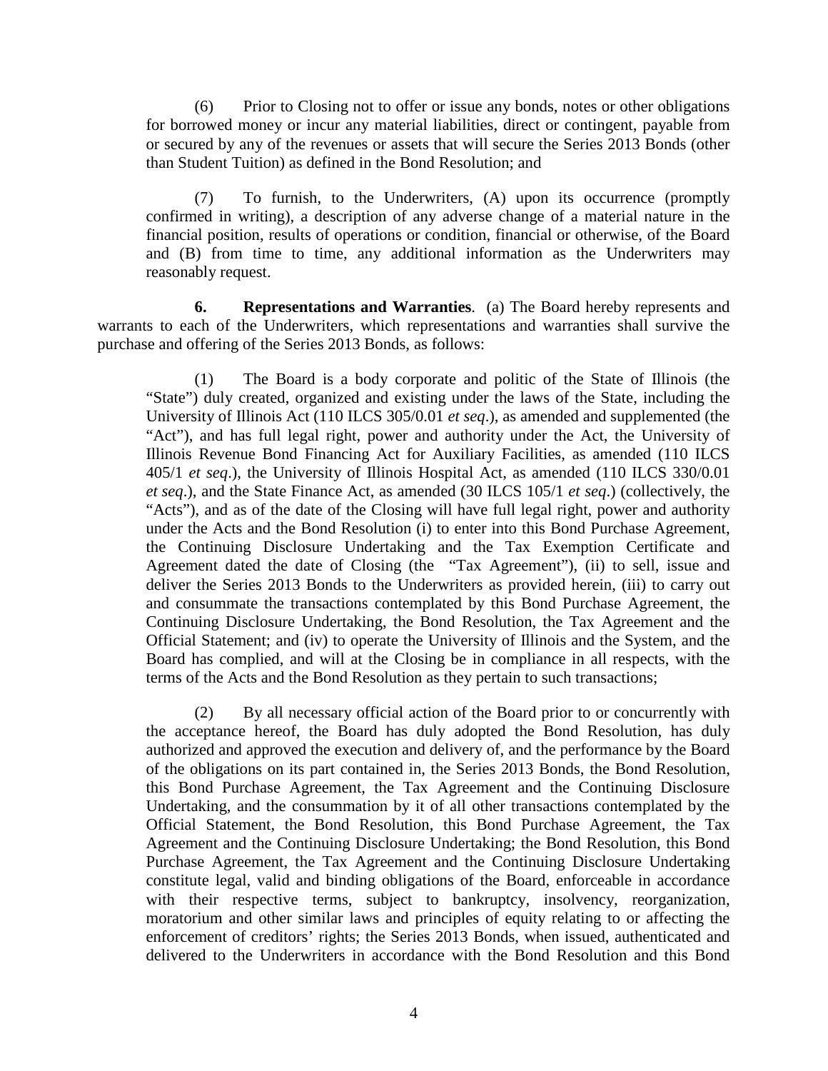(6) Prior to Closing not to offer or issue any bonds, notes or other obligations for borrowed money or incur any material liabilities, direct or contingent, payable from or secured by any of the revenues or assets that will secure the Series 2013 Bonds (other than Student Tuition) as defined in the Bond Resolution; and

(7) To furnish, to the Underwriters, (A) upon its occurrence (promptly confirmed in writing), a description of any adverse change of a material nature in the financial position, results of operations or condition, financial or otherwise, of the Board and (B) from time to time, any additional information as the Underwriters may reasonably request.

**6. Representations and Warranties**. (a) The Board hereby represents and warrants to each of the Underwriters, which representations and warranties shall survive the purchase and offering of the Series 2013 Bonds, as follows:

(1) The Board is a body corporate and politic of the State of Illinois (the "State") duly created, organized and existing under the laws of the State, including the University of Illinois Act (110 ILCS 305/0.01 *et seq*.), as amended and supplemented (the "Act"), and has full legal right, power and authority under the Act, the University of Illinois Revenue Bond Financing Act for Auxiliary Facilities, as amended (110 ILCS 405/1 *et seq*.), the University of Illinois Hospital Act, as amended (110 ILCS 330/0.01 *et seq*.), and the State Finance Act, as amended (30 ILCS 105/1 *et seq*.) (collectively, the "Acts"), and as of the date of the Closing will have full legal right, power and authority under the Acts and the Bond Resolution (i) to enter into this Bond Purchase Agreement, the Continuing Disclosure Undertaking and the Tax Exemption Certificate and Agreement dated the date of Closing (the "Tax Agreement"), (ii) to sell, issue and deliver the Series 2013 Bonds to the Underwriters as provided herein, (iii) to carry out and consummate the transactions contemplated by this Bond Purchase Agreement, the Continuing Disclosure Undertaking, the Bond Resolution, the Tax Agreement and the Official Statement; and (iv) to operate the University of Illinois and the System, and the Board has complied, and will at the Closing be in compliance in all respects, with the terms of the Acts and the Bond Resolution as they pertain to such transactions;

(2) By all necessary official action of the Board prior to or concurrently with the acceptance hereof, the Board has duly adopted the Bond Resolution, has duly authorized and approved the execution and delivery of, and the performance by the Board of the obligations on its part contained in, the Series 2013 Bonds, the Bond Resolution, this Bond Purchase Agreement, the Tax Agreement and the Continuing Disclosure Undertaking, and the consummation by it of all other transactions contemplated by the Official Statement, the Bond Resolution, this Bond Purchase Agreement, the Tax Agreement and the Continuing Disclosure Undertaking; the Bond Resolution, this Bond Purchase Agreement, the Tax Agreement and the Continuing Disclosure Undertaking constitute legal, valid and binding obligations of the Board, enforceable in accordance with their respective terms, subject to bankruptcy, insolvency, reorganization, moratorium and other similar laws and principles of equity relating to or affecting the enforcement of creditors' rights; the Series 2013 Bonds, when issued, authenticated and delivered to the Underwriters in accordance with the Bond Resolution and this Bond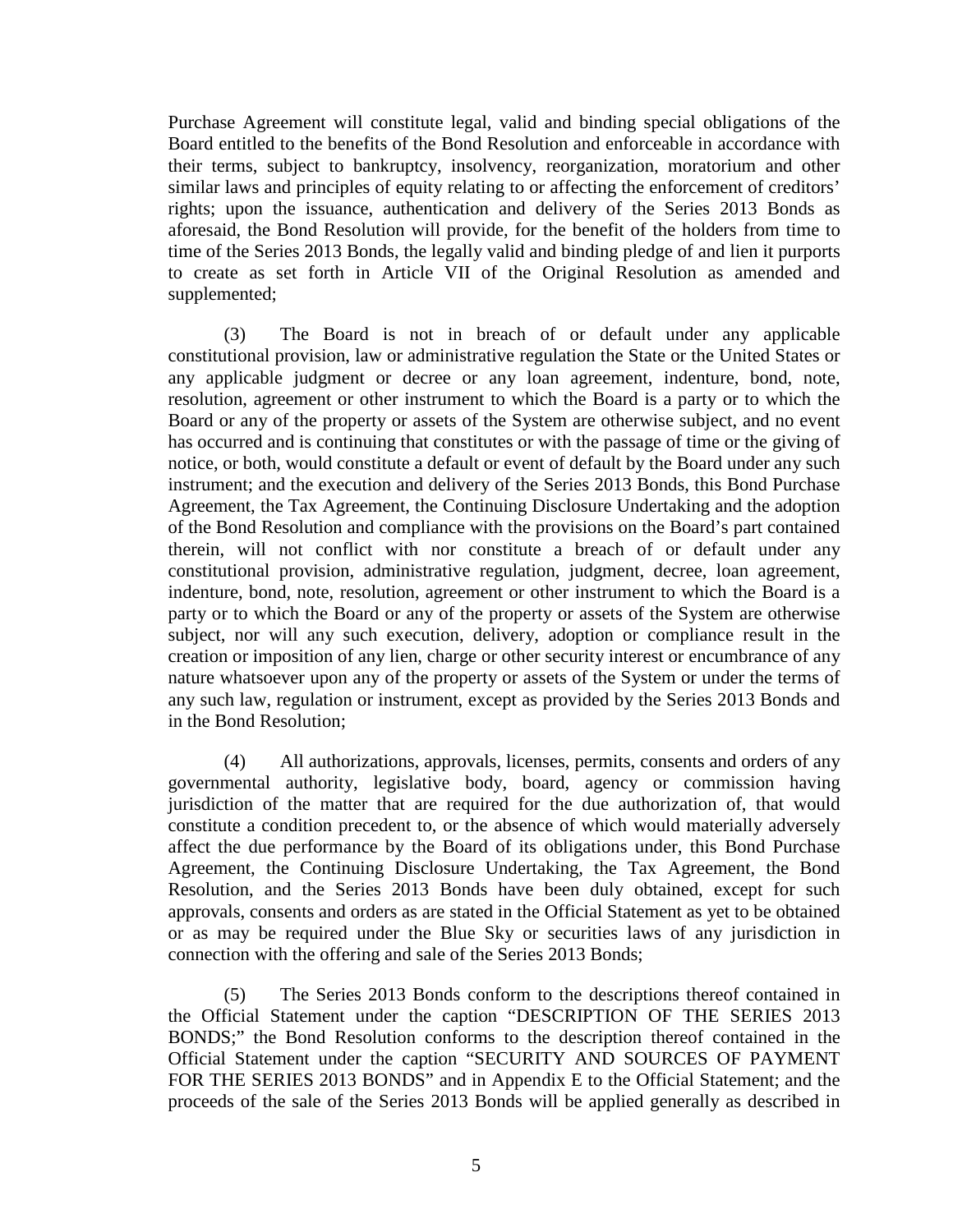Purchase Agreement will constitute legal, valid and binding special obligations of the Board entitled to the benefits of the Bond Resolution and enforceable in accordance with their terms, subject to bankruptcy, insolvency, reorganization, moratorium and other similar laws and principles of equity relating to or affecting the enforcement of creditors' rights; upon the issuance, authentication and delivery of the Series 2013 Bonds as aforesaid, the Bond Resolution will provide, for the benefit of the holders from time to time of the Series 2013 Bonds, the legally valid and binding pledge of and lien it purports to create as set forth in Article VII of the Original Resolution as amended and supplemented;

(3) The Board is not in breach of or default under any applicable constitutional provision, law or administrative regulation the State or the United States or any applicable judgment or decree or any loan agreement, indenture, bond, note, resolution, agreement or other instrument to which the Board is a party or to which the Board or any of the property or assets of the System are otherwise subject, and no event has occurred and is continuing that constitutes or with the passage of time or the giving of notice, or both, would constitute a default or event of default by the Board under any such instrument; and the execution and delivery of the Series 2013 Bonds, this Bond Purchase Agreement, the Tax Agreement, the Continuing Disclosure Undertaking and the adoption of the Bond Resolution and compliance with the provisions on the Board's part contained therein, will not conflict with nor constitute a breach of or default under any constitutional provision, administrative regulation, judgment, decree, loan agreement, indenture, bond, note, resolution, agreement or other instrument to which the Board is a party or to which the Board or any of the property or assets of the System are otherwise subject, nor will any such execution, delivery, adoption or compliance result in the creation or imposition of any lien, charge or other security interest or encumbrance of any nature whatsoever upon any of the property or assets of the System or under the terms of any such law, regulation or instrument, except as provided by the Series 2013 Bonds and in the Bond Resolution;

(4) All authorizations, approvals, licenses, permits, consents and orders of any governmental authority, legislative body, board, agency or commission having jurisdiction of the matter that are required for the due authorization of, that would constitute a condition precedent to, or the absence of which would materially adversely affect the due performance by the Board of its obligations under, this Bond Purchase Agreement, the Continuing Disclosure Undertaking, the Tax Agreement, the Bond Resolution, and the Series 2013 Bonds have been duly obtained, except for such approvals, consents and orders as are stated in the Official Statement as yet to be obtained or as may be required under the Blue Sky or securities laws of any jurisdiction in connection with the offering and sale of the Series 2013 Bonds;

(5) The Series 2013 Bonds conform to the descriptions thereof contained in the Official Statement under the caption "DESCRIPTION OF THE SERIES 2013 BONDS;" the Bond Resolution conforms to the description thereof contained in the Official Statement under the caption "SECURITY AND SOURCES OF PAYMENT FOR THE SERIES 2013 BONDS" and in Appendix E to the Official Statement; and the proceeds of the sale of the Series 2013 Bonds will be applied generally as described in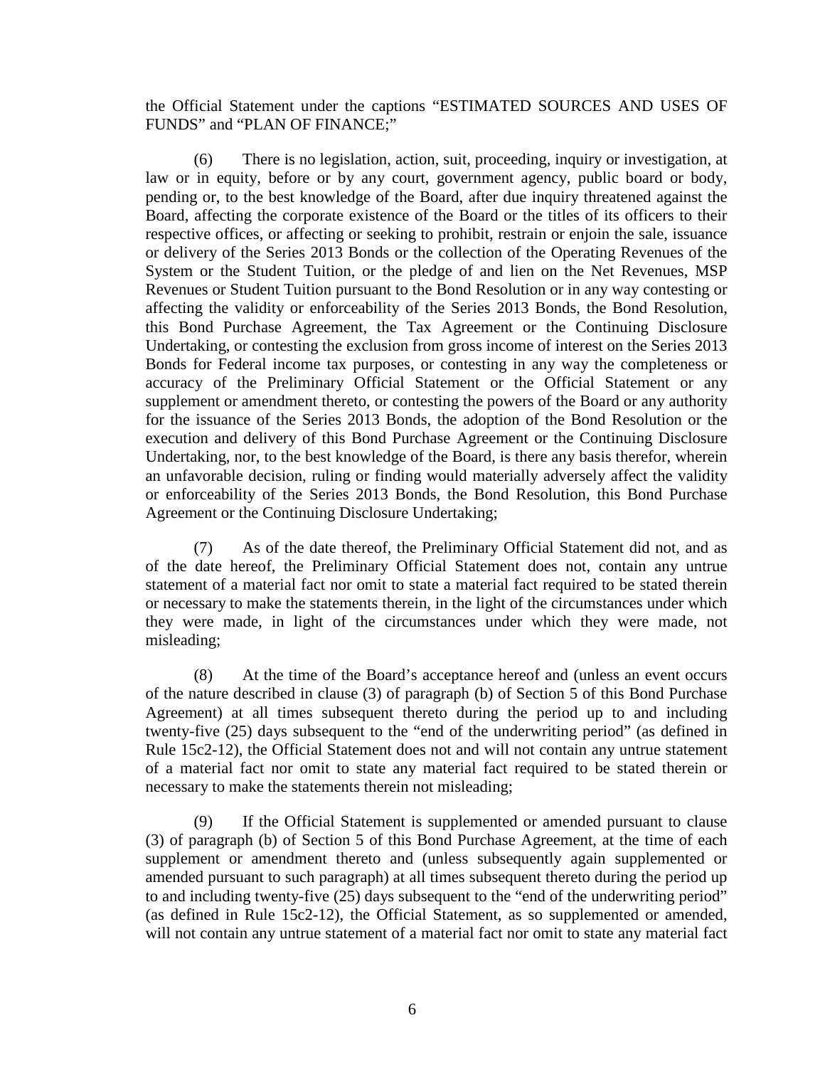the Official Statement under the captions "ESTIMATED SOURCES AND USES OF FUNDS" and "PLAN OF FINANCE;"

(6) There is no legislation, action, suit, proceeding, inquiry or investigation, at law or in equity, before or by any court, government agency, public board or body, pending or, to the best knowledge of the Board, after due inquiry threatened against the Board, affecting the corporate existence of the Board or the titles of its officers to their respective offices, or affecting or seeking to prohibit, restrain or enjoin the sale, issuance or delivery of the Series 2013 Bonds or the collection of the Operating Revenues of the System or the Student Tuition, or the pledge of and lien on the Net Revenues, MSP Revenues or Student Tuition pursuant to the Bond Resolution or in any way contesting or affecting the validity or enforceability of the Series 2013 Bonds, the Bond Resolution, this Bond Purchase Agreement, the Tax Agreement or the Continuing Disclosure Undertaking, or contesting the exclusion from gross income of interest on the Series 2013 Bonds for Federal income tax purposes, or contesting in any way the completeness or accuracy of the Preliminary Official Statement or the Official Statement or any supplement or amendment thereto, or contesting the powers of the Board or any authority for the issuance of the Series 2013 Bonds, the adoption of the Bond Resolution or the execution and delivery of this Bond Purchase Agreement or the Continuing Disclosure Undertaking, nor, to the best knowledge of the Board, is there any basis therefor, wherein an unfavorable decision, ruling or finding would materially adversely affect the validity or enforceability of the Series 2013 Bonds, the Bond Resolution, this Bond Purchase Agreement or the Continuing Disclosure Undertaking;

(7) As of the date thereof, the Preliminary Official Statement did not, and as of the date hereof, the Preliminary Official Statement does not, contain any untrue statement of a material fact nor omit to state a material fact required to be stated therein or necessary to make the statements therein, in the light of the circumstances under which they were made, in light of the circumstances under which they were made, not misleading;

(8) At the time of the Board's acceptance hereof and (unless an event occurs of the nature described in clause (3) of paragraph (b) of Section 5 of this Bond Purchase Agreement) at all times subsequent thereto during the period up to and including twenty-five (25) days subsequent to the "end of the underwriting period" (as defined in Rule 15c2-12), the Official Statement does not and will not contain any untrue statement of a material fact nor omit to state any material fact required to be stated therein or necessary to make the statements therein not misleading;

(9) If the Official Statement is supplemented or amended pursuant to clause (3) of paragraph (b) of Section 5 of this Bond Purchase Agreement, at the time of each supplement or amendment thereto and (unless subsequently again supplemented or amended pursuant to such paragraph) at all times subsequent thereto during the period up to and including twenty-five (25) days subsequent to the "end of the underwriting period" (as defined in Rule 15c2-12), the Official Statement, as so supplemented or amended, will not contain any untrue statement of a material fact nor omit to state any material fact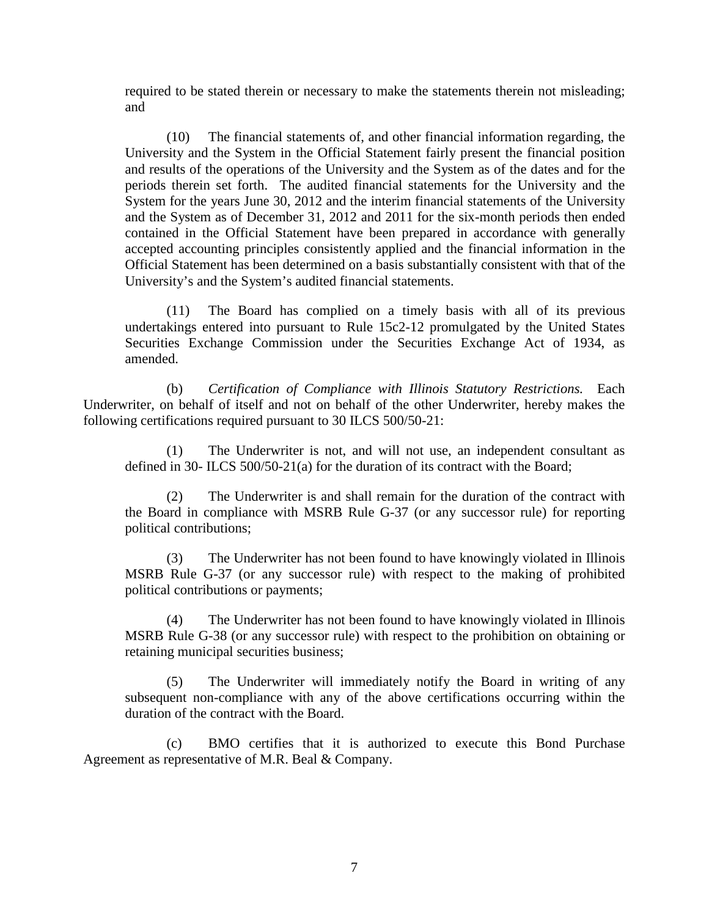required to be stated therein or necessary to make the statements therein not misleading; and

(10) The financial statements of, and other financial information regarding, the University and the System in the Official Statement fairly present the financial position and results of the operations of the University and the System as of the dates and for the periods therein set forth. The audited financial statements for the University and the System for the years June 30, 2012 and the interim financial statements of the University and the System as of December 31, 2012 and 2011 for the six-month periods then ended contained in the Official Statement have been prepared in accordance with generally accepted accounting principles consistently applied and the financial information in the Official Statement has been determined on a basis substantially consistent with that of the University's and the System's audited financial statements.

(11) The Board has complied on a timely basis with all of its previous undertakings entered into pursuant to Rule 15c2-12 promulgated by the United States Securities Exchange Commission under the Securities Exchange Act of 1934, as amended.

(b) *Certification of Compliance with Illinois Statutory Restrictions.* Each Underwriter, on behalf of itself and not on behalf of the other Underwriter, hereby makes the following certifications required pursuant to 30 ILCS 500/50-21:

(1) The Underwriter is not, and will not use, an independent consultant as defined in 30- ILCS 500/50-21(a) for the duration of its contract with the Board;

(2) The Underwriter is and shall remain for the duration of the contract with the Board in compliance with MSRB Rule G-37 (or any successor rule) for reporting political contributions;

(3) The Underwriter has not been found to have knowingly violated in Illinois MSRB Rule G-37 (or any successor rule) with respect to the making of prohibited political contributions or payments;

(4) The Underwriter has not been found to have knowingly violated in Illinois MSRB Rule G-38 (or any successor rule) with respect to the prohibition on obtaining or retaining municipal securities business;

(5) The Underwriter will immediately notify the Board in writing of any subsequent non-compliance with any of the above certifications occurring within the duration of the contract with the Board.

(c) BMO certifies that it is authorized to execute this Bond Purchase Agreement as representative of M.R. Beal & Company.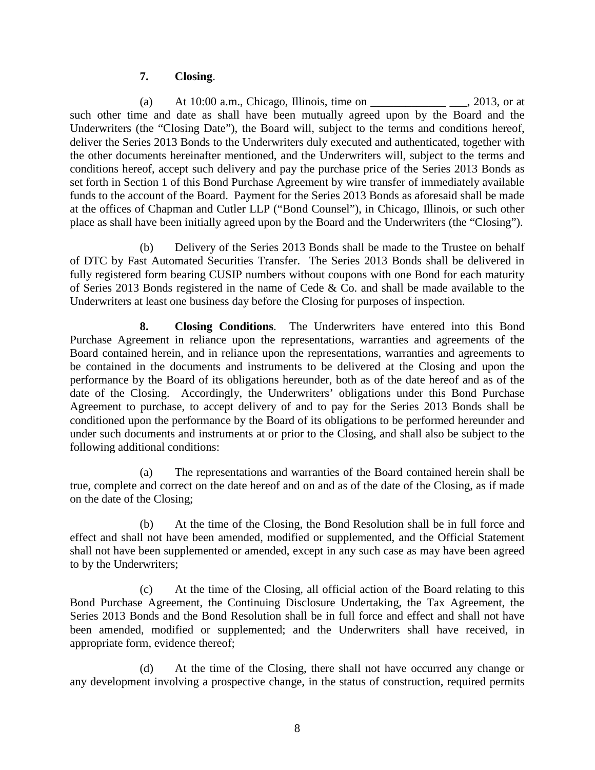**7. Closing**.

(a) At 10:00 a.m., Chicago, Illinois, time on _____________ ___, 2013, or at such other time and date as shall have been mutually agreed upon by the Board and the Underwriters (the "Closing Date"), the Board will, subject to the terms and conditions hereof, deliver the Series 2013 Bonds to the Underwriters duly executed and authenticated, together with the other documents hereinafter mentioned, and the Underwriters will, subject to the terms and conditions hereof, accept such delivery and pay the purchase price of the Series 2013 Bonds as set forth in Section 1 of this Bond Purchase Agreement by wire transfer of immediately available funds to the account of the Board. Payment for the Series 2013 Bonds as aforesaid shall be made at the offices of Chapman and Cutler LLP ("Bond Counsel"), in Chicago, Illinois, or such other place as shall have been initially agreed upon by the Board and the Underwriters (the "Closing").

(b) Delivery of the Series 2013 Bonds shall be made to the Trustee on behalf of DTC by Fast Automated Securities Transfer. The Series 2013 Bonds shall be delivered in fully registered form bearing CUSIP numbers without coupons with one Bond for each maturity of Series 2013 Bonds registered in the name of Cede & Co. and shall be made available to the Underwriters at least one business day before the Closing for purposes of inspection.

**8. Closing Conditions**. The Underwriters have entered into this Bond Purchase Agreement in reliance upon the representations, warranties and agreements of the Board contained herein, and in reliance upon the representations, warranties and agreements to be contained in the documents and instruments to be delivered at the Closing and upon the performance by the Board of its obligations hereunder, both as of the date hereof and as of the date of the Closing. Accordingly, the Underwriters' obligations under this Bond Purchase Agreement to purchase, to accept delivery of and to pay for the Series 2013 Bonds shall be conditioned upon the performance by the Board of its obligations to be performed hereunder and under such documents and instruments at or prior to the Closing, and shall also be subject to the following additional conditions:

(a) The representations and warranties of the Board contained herein shall be true, complete and correct on the date hereof and on and as of the date of the Closing, as if made on the date of the Closing;

(b) At the time of the Closing, the Bond Resolution shall be in full force and effect and shall not have been amended, modified or supplemented, and the Official Statement shall not have been supplemented or amended, except in any such case as may have been agreed to by the Underwriters;

(c) At the time of the Closing, all official action of the Board relating to this Bond Purchase Agreement, the Continuing Disclosure Undertaking, the Tax Agreement, the Series 2013 Bonds and the Bond Resolution shall be in full force and effect and shall not have been amended, modified or supplemented; and the Underwriters shall have received, in appropriate form, evidence thereof;

(d) At the time of the Closing, there shall not have occurred any change or any development involving a prospective change, in the status of construction, required permits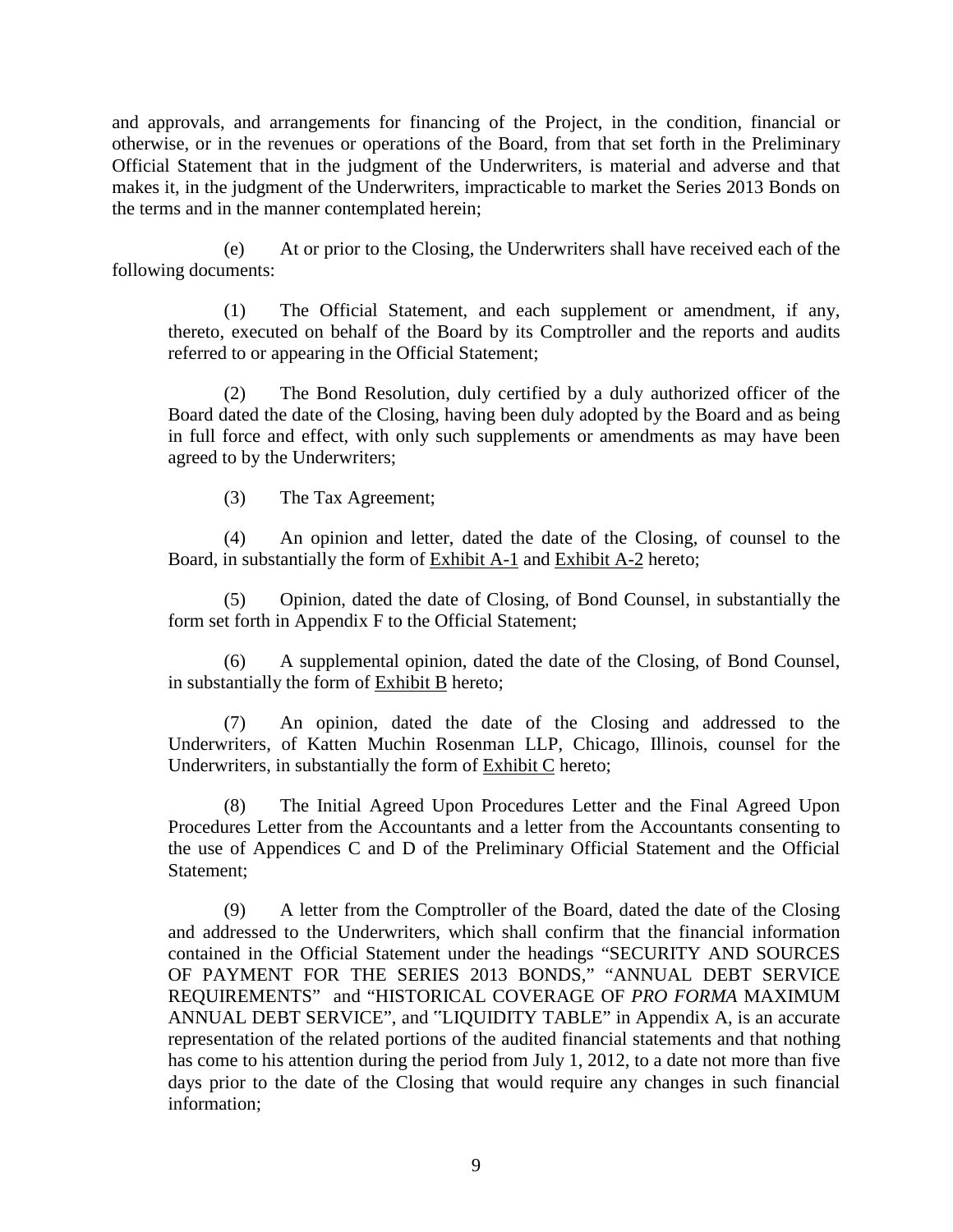and approvals, and arrangements for financing of the Project, in the condition, financial or otherwise, or in the revenues or operations of the Board, from that set forth in the Preliminary Official Statement that in the judgment of the Underwriters, is material and adverse and that makes it, in the judgment of the Underwriters, impracticable to market the Series 2013 Bonds on the terms and in the manner contemplated herein;

(e) At or prior to the Closing, the Underwriters shall have received each of the following documents:

(1) The Official Statement, and each supplement or amendment, if any, thereto, executed on behalf of the Board by its Comptroller and the reports and audits referred to or appearing in the Official Statement;

(2) The Bond Resolution, duly certified by a duly authorized officer of the Board dated the date of the Closing, having been duly adopted by the Board and as being in full force and effect, with only such supplements or amendments as may have been agreed to by the Underwriters;

(3) The Tax Agreement;

(4) An opinion and letter, dated the date of the Closing, of counsel to the Board, in substantially the form of Exhibit A-1 and Exhibit A-2 hereto;

(5) Opinion, dated the date of Closing, of Bond Counsel, in substantially the form set forth in Appendix F to the Official Statement;

(6) A supplemental opinion, dated the date of the Closing, of Bond Counsel, in substantially the form of Exhibit B hereto;

(7) An opinion, dated the date of the Closing and addressed to the Underwriters, of Katten Muchin Rosenman LLP, Chicago, Illinois, counsel for the Underwriters, in substantially the form of Exhibit C hereto;

(8) The Initial Agreed Upon Procedures Letter and the Final Agreed Upon Procedures Letter from the Accountants and a letter from the Accountants consenting to the use of Appendices C and D of the Preliminary Official Statement and the Official Statement;

(9) A letter from the Comptroller of the Board, dated the date of the Closing and addressed to the Underwriters, which shall confirm that the financial information contained in the Official Statement under the headings "SECURITY AND SOURCES OF PAYMENT FOR THE SERIES 2013 BONDS," "ANNUAL DEBT SERVICE REQUIREMENTS" and "HISTORICAL COVERAGE OF *PRO FORMA* MAXIMUM ANNUAL DEBT SERVICE", and "LIQUIDITY TABLE" in Appendix A, is an accurate representation of the related portions of the audited financial statements and that nothing has come to his attention during the period from July 1, 2012, to a date not more than five days prior to the date of the Closing that would require any changes in such financial information;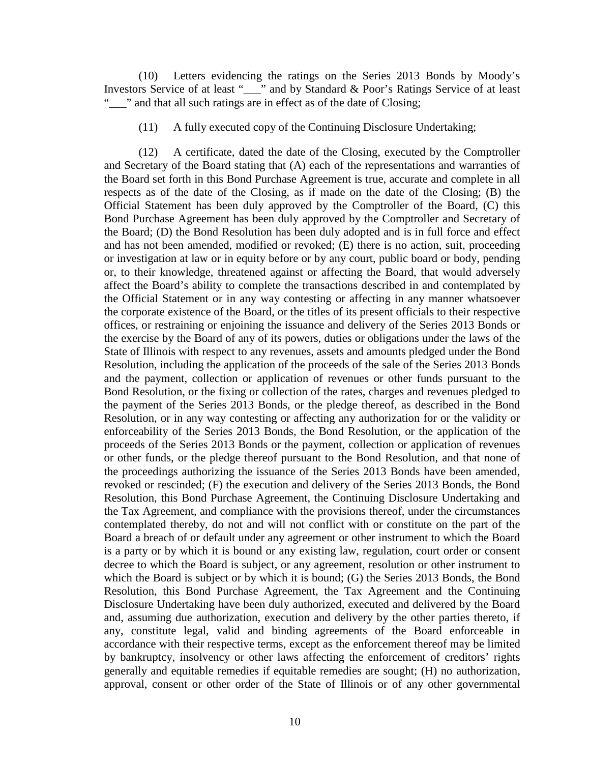(10) Letters evidencing the ratings on the Series 2013 Bonds by Moody's Investors Service of at least "___" and by Standard & Poor's Ratings Service of at least "___" and that all such ratings are in effect as of the date of Closing;

(11) A fully executed copy of the Continuing Disclosure Undertaking;

(12) A certificate, dated the date of the Closing, executed by the Comptroller and Secretary of the Board stating that (A) each of the representations and warranties of the Board set forth in this Bond Purchase Agreement is true, accurate and complete in all respects as of the date of the Closing, as if made on the date of the Closing; (B) the Official Statement has been duly approved by the Comptroller of the Board, (C) this Bond Purchase Agreement has been duly approved by the Comptroller and Secretary of the Board; (D) the Bond Resolution has been duly adopted and is in full force and effect and has not been amended, modified or revoked; (E) there is no action, suit, proceeding or investigation at law or in equity before or by any court, public board or body, pending or, to their knowledge, threatened against or affecting the Board, that would adversely affect the Board's ability to complete the transactions described in and contemplated by the Official Statement or in any way contesting or affecting in any manner whatsoever the corporate existence of the Board, or the titles of its present officials to their respective offices, or restraining or enjoining the issuance and delivery of the Series 2013 Bonds or the exercise by the Board of any of its powers, duties or obligations under the laws of the State of Illinois with respect to any revenues, assets and amounts pledged under the Bond Resolution, including the application of the proceeds of the sale of the Series 2013 Bonds and the payment, collection or application of revenues or other funds pursuant to the Bond Resolution, or the fixing or collection of the rates, charges and revenues pledged to the payment of the Series 2013 Bonds, or the pledge thereof, as described in the Bond Resolution, or in any way contesting or affecting any authorization for or the validity or enforceability of the Series 2013 Bonds, the Bond Resolution, or the application of the proceeds of the Series 2013 Bonds or the payment, collection or application of revenues or other funds, or the pledge thereof pursuant to the Bond Resolution, and that none of the proceedings authorizing the issuance of the Series 2013 Bonds have been amended, revoked or rescinded; (F) the execution and delivery of the Series 2013 Bonds, the Bond Resolution, this Bond Purchase Agreement, the Continuing Disclosure Undertaking and the Tax Agreement, and compliance with the provisions thereof, under the circumstances contemplated thereby, do not and will not conflict with or constitute on the part of the Board a breach of or default under any agreement or other instrument to which the Board is a party or by which it is bound or any existing law, regulation, court order or consent decree to which the Board is subject, or any agreement, resolution or other instrument to which the Board is subject or by which it is bound; (G) the Series 2013 Bonds, the Bond Resolution, this Bond Purchase Agreement, the Tax Agreement and the Continuing Disclosure Undertaking have been duly authorized, executed and delivered by the Board and, assuming due authorization, execution and delivery by the other parties thereto, if any, constitute legal, valid and binding agreements of the Board enforceable in accordance with their respective terms, except as the enforcement thereof may be limited by bankruptcy, insolvency or other laws affecting the enforcement of creditors' rights generally and equitable remedies if equitable remedies are sought; (H) no authorization, approval, consent or other order of the State of Illinois or of any other governmental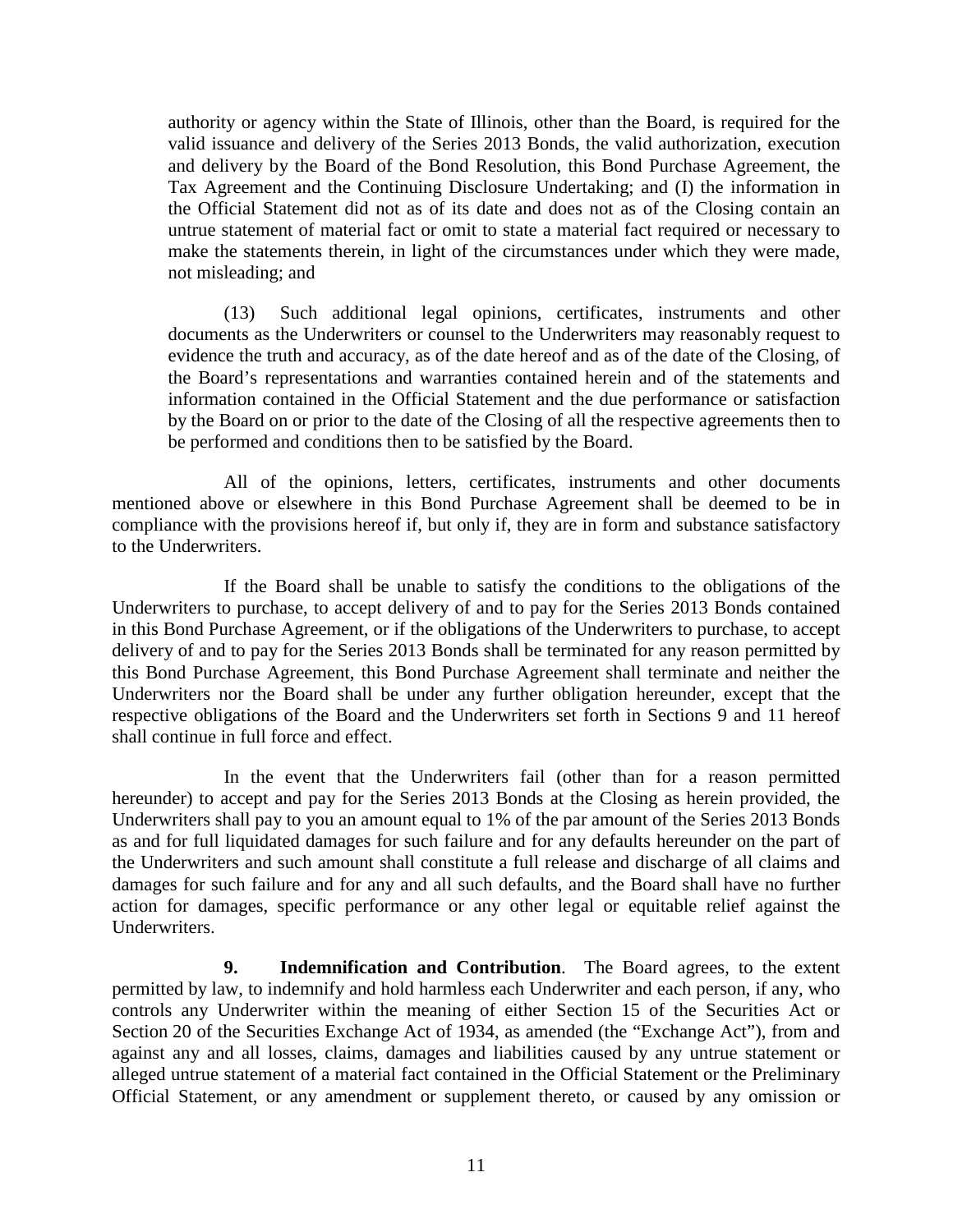authority or agency within the State of Illinois, other than the Board, is required for the valid issuance and delivery of the Series 2013 Bonds, the valid authorization, execution and delivery by the Board of the Bond Resolution, this Bond Purchase Agreement, the Tax Agreement and the Continuing Disclosure Undertaking; and (I) the information in the Official Statement did not as of its date and does not as of the Closing contain an untrue statement of material fact or omit to state a material fact required or necessary to make the statements therein, in light of the circumstances under which they were made, not misleading; and

(13) Such additional legal opinions, certificates, instruments and other documents as the Underwriters or counsel to the Underwriters may reasonably request to evidence the truth and accuracy, as of the date hereof and as of the date of the Closing, of the Board's representations and warranties contained herein and of the statements and information contained in the Official Statement and the due performance or satisfaction by the Board on or prior to the date of the Closing of all the respective agreements then to be performed and conditions then to be satisfied by the Board.

All of the opinions, letters, certificates, instruments and other documents mentioned above or elsewhere in this Bond Purchase Agreement shall be deemed to be in compliance with the provisions hereof if, but only if, they are in form and substance satisfactory to the Underwriters.

If the Board shall be unable to satisfy the conditions to the obligations of the Underwriters to purchase, to accept delivery of and to pay for the Series 2013 Bonds contained in this Bond Purchase Agreement, or if the obligations of the Underwriters to purchase, to accept delivery of and to pay for the Series 2013 Bonds shall be terminated for any reason permitted by this Bond Purchase Agreement, this Bond Purchase Agreement shall terminate and neither the Underwriters nor the Board shall be under any further obligation hereunder, except that the respective obligations of the Board and the Underwriters set forth in Sections 9 and 11 hereof shall continue in full force and effect.

In the event that the Underwriters fail (other than for a reason permitted hereunder) to accept and pay for the Series 2013 Bonds at the Closing as herein provided, the Underwriters shall pay to you an amount equal to 1% of the par amount of the Series 2013 Bonds as and for full liquidated damages for such failure and for any defaults hereunder on the part of the Underwriters and such amount shall constitute a full release and discharge of all claims and damages for such failure and for any and all such defaults, and the Board shall have no further action for damages, specific performance or any other legal or equitable relief against the Underwriters.

**9. Indemnification and Contribution**. The Board agrees, to the extent permitted by law, to indemnify and hold harmless each Underwriter and each person, if any, who controls any Underwriter within the meaning of either Section 15 of the Securities Act or Section 20 of the Securities Exchange Act of 1934, as amended (the "Exchange Act"), from and against any and all losses, claims, damages and liabilities caused by any untrue statement or alleged untrue statement of a material fact contained in the Official Statement or the Preliminary Official Statement, or any amendment or supplement thereto, or caused by any omission or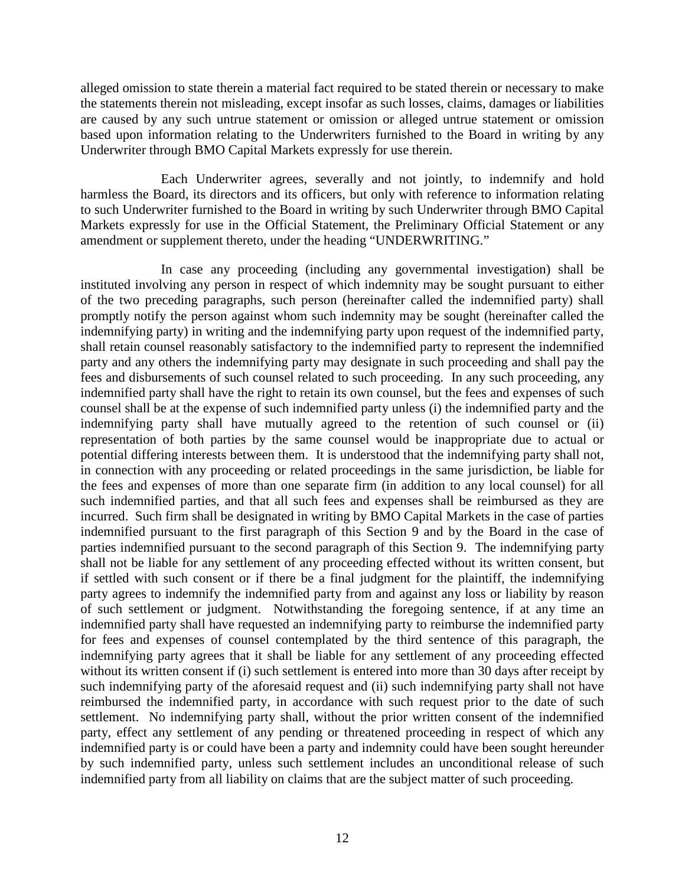alleged omission to state therein a material fact required to be stated therein or necessary to make the statements therein not misleading, except insofar as such losses, claims, damages or liabilities are caused by any such untrue statement or omission or alleged untrue statement or omission based upon information relating to the Underwriters furnished to the Board in writing by any Underwriter through BMO Capital Markets expressly for use therein.

Each Underwriter agrees, severally and not jointly, to indemnify and hold harmless the Board, its directors and its officers, but only with reference to information relating to such Underwriter furnished to the Board in writing by such Underwriter through BMO Capital Markets expressly for use in the Official Statement, the Preliminary Official Statement or any amendment or supplement thereto, under the heading "UNDERWRITING."

In case any proceeding (including any governmental investigation) shall be instituted involving any person in respect of which indemnity may be sought pursuant to either of the two preceding paragraphs, such person (hereinafter called the indemnified party) shall promptly notify the person against whom such indemnity may be sought (hereinafter called the indemnifying party) in writing and the indemnifying party upon request of the indemnified party, shall retain counsel reasonably satisfactory to the indemnified party to represent the indemnified party and any others the indemnifying party may designate in such proceeding and shall pay the fees and disbursements of such counsel related to such proceeding. In any such proceeding, any indemnified party shall have the right to retain its own counsel, but the fees and expenses of such counsel shall be at the expense of such indemnified party unless (i) the indemnified party and the indemnifying party shall have mutually agreed to the retention of such counsel or (ii) representation of both parties by the same counsel would be inappropriate due to actual or potential differing interests between them. It is understood that the indemnifying party shall not, in connection with any proceeding or related proceedings in the same jurisdiction, be liable for the fees and expenses of more than one separate firm (in addition to any local counsel) for all such indemnified parties, and that all such fees and expenses shall be reimbursed as they are incurred. Such firm shall be designated in writing by BMO Capital Markets in the case of parties indemnified pursuant to the first paragraph of this Section 9 and by the Board in the case of parties indemnified pursuant to the second paragraph of this Section 9. The indemnifying party shall not be liable for any settlement of any proceeding effected without its written consent, but if settled with such consent or if there be a final judgment for the plaintiff, the indemnifying party agrees to indemnify the indemnified party from and against any loss or liability by reason of such settlement or judgment. Notwithstanding the foregoing sentence, if at any time an indemnified party shall have requested an indemnifying party to reimburse the indemnified party for fees and expenses of counsel contemplated by the third sentence of this paragraph, the indemnifying party agrees that it shall be liable for any settlement of any proceeding effected without its written consent if (i) such settlement is entered into more than 30 days after receipt by such indemnifying party of the aforesaid request and (ii) such indemnifying party shall not have reimbursed the indemnified party, in accordance with such request prior to the date of such settlement. No indemnifying party shall, without the prior written consent of the indemnified party, effect any settlement of any pending or threatened proceeding in respect of which any indemnified party is or could have been a party and indemnity could have been sought hereunder by such indemnified party, unless such settlement includes an unconditional release of such indemnified party from all liability on claims that are the subject matter of such proceeding.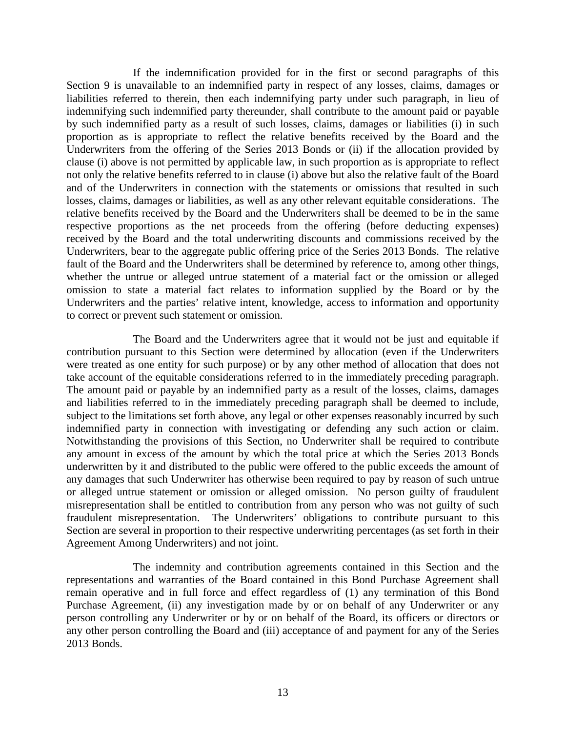If the indemnification provided for in the first or second paragraphs of this Section 9 is unavailable to an indemnified party in respect of any losses, claims, damages or liabilities referred to therein, then each indemnifying party under such paragraph, in lieu of indemnifying such indemnified party thereunder, shall contribute to the amount paid or payable by such indemnified party as a result of such losses, claims, damages or liabilities (i) in such proportion as is appropriate to reflect the relative benefits received by the Board and the Underwriters from the offering of the Series 2013 Bonds or (ii) if the allocation provided by clause (i) above is not permitted by applicable law, in such proportion as is appropriate to reflect not only the relative benefits referred to in clause (i) above but also the relative fault of the Board and of the Underwriters in connection with the statements or omissions that resulted in such losses, claims, damages or liabilities, as well as any other relevant equitable considerations. The relative benefits received by the Board and the Underwriters shall be deemed to be in the same respective proportions as the net proceeds from the offering (before deducting expenses) received by the Board and the total underwriting discounts and commissions received by the Underwriters, bear to the aggregate public offering price of the Series 2013 Bonds. The relative fault of the Board and the Underwriters shall be determined by reference to, among other things, whether the untrue or alleged untrue statement of a material fact or the omission or alleged omission to state a material fact relates to information supplied by the Board or by the Underwriters and the parties' relative intent, knowledge, access to information and opportunity to correct or prevent such statement or omission.

The Board and the Underwriters agree that it would not be just and equitable if contribution pursuant to this Section were determined by allocation (even if the Underwriters were treated as one entity for such purpose) or by any other method of allocation that does not take account of the equitable considerations referred to in the immediately preceding paragraph. The amount paid or payable by an indemnified party as a result of the losses, claims, damages and liabilities referred to in the immediately preceding paragraph shall be deemed to include, subject to the limitations set forth above, any legal or other expenses reasonably incurred by such indemnified party in connection with investigating or defending any such action or claim. Notwithstanding the provisions of this Section, no Underwriter shall be required to contribute any amount in excess of the amount by which the total price at which the Series 2013 Bonds underwritten by it and distributed to the public were offered to the public exceeds the amount of any damages that such Underwriter has otherwise been required to pay by reason of such untrue or alleged untrue statement or omission or alleged omission. No person guilty of fraudulent misrepresentation shall be entitled to contribution from any person who was not guilty of such fraudulent misrepresentation. The Underwriters' obligations to contribute pursuant to this Section are several in proportion to their respective underwriting percentages (as set forth in their Agreement Among Underwriters) and not joint.

The indemnity and contribution agreements contained in this Section and the representations and warranties of the Board contained in this Bond Purchase Agreement shall remain operative and in full force and effect regardless of (1) any termination of this Bond Purchase Agreement, (ii) any investigation made by or on behalf of any Underwriter or any person controlling any Underwriter or by or on behalf of the Board, its officers or directors or any other person controlling the Board and (iii) acceptance of and payment for any of the Series 2013 Bonds.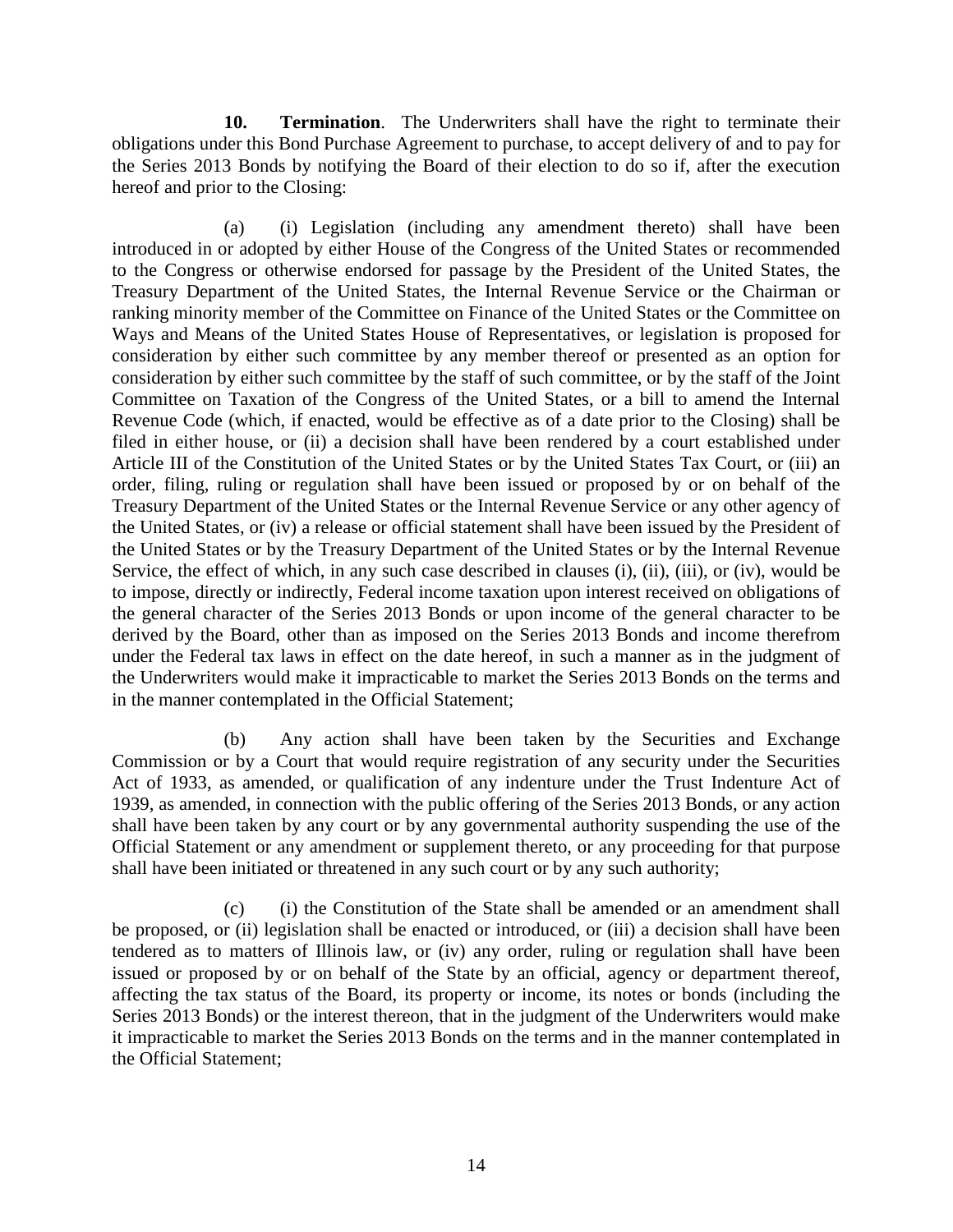**10. Termination**. The Underwriters shall have the right to terminate their obligations under this Bond Purchase Agreement to purchase, to accept delivery of and to pay for the Series 2013 Bonds by notifying the Board of their election to do so if, after the execution hereof and prior to the Closing:

(a) (i) Legislation (including any amendment thereto) shall have been introduced in or adopted by either House of the Congress of the United States or recommended to the Congress or otherwise endorsed for passage by the President of the United States, the Treasury Department of the United States, the Internal Revenue Service or the Chairman or ranking minority member of the Committee on Finance of the United States or the Committee on Ways and Means of the United States House of Representatives, or legislation is proposed for consideration by either such committee by any member thereof or presented as an option for consideration by either such committee by the staff of such committee, or by the staff of the Joint Committee on Taxation of the Congress of the United States, or a bill to amend the Internal Revenue Code (which, if enacted, would be effective as of a date prior to the Closing) shall be filed in either house, or (ii) a decision shall have been rendered by a court established under Article III of the Constitution of the United States or by the United States Tax Court, or (iii) an order, filing, ruling or regulation shall have been issued or proposed by or on behalf of the Treasury Department of the United States or the Internal Revenue Service or any other agency of the United States, or (iv) a release or official statement shall have been issued by the President of the United States or by the Treasury Department of the United States or by the Internal Revenue Service, the effect of which, in any such case described in clauses (i), (ii), (iii), or (iv), would be to impose, directly or indirectly, Federal income taxation upon interest received on obligations of the general character of the Series 2013 Bonds or upon income of the general character to be derived by the Board, other than as imposed on the Series 2013 Bonds and income therefrom under the Federal tax laws in effect on the date hereof, in such a manner as in the judgment of the Underwriters would make it impracticable to market the Series 2013 Bonds on the terms and in the manner contemplated in the Official Statement;

(b) Any action shall have been taken by the Securities and Exchange Commission or by a Court that would require registration of any security under the Securities Act of 1933, as amended, or qualification of any indenture under the Trust Indenture Act of 1939, as amended, in connection with the public offering of the Series 2013 Bonds, or any action shall have been taken by any court or by any governmental authority suspending the use of the Official Statement or any amendment or supplement thereto, or any proceeding for that purpose shall have been initiated or threatened in any such court or by any such authority;

(c) (i) the Constitution of the State shall be amended or an amendment shall be proposed, or (ii) legislation shall be enacted or introduced, or (iii) a decision shall have been tendered as to matters of Illinois law, or (iv) any order, ruling or regulation shall have been issued or proposed by or on behalf of the State by an official, agency or department thereof, affecting the tax status of the Board, its property or income, its notes or bonds (including the Series 2013 Bonds) or the interest thereon, that in the judgment of the Underwriters would make it impracticable to market the Series 2013 Bonds on the terms and in the manner contemplated in the Official Statement;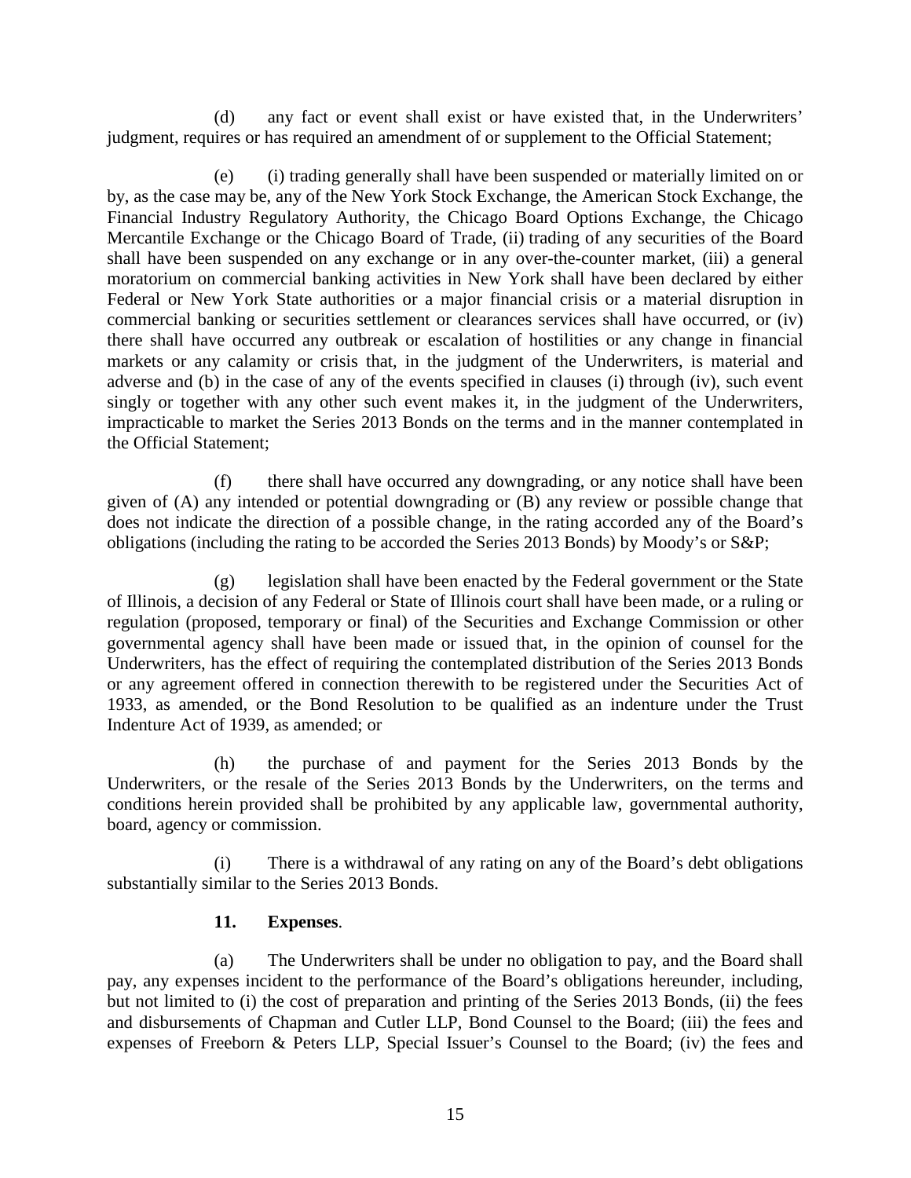(d) any fact or event shall exist or have existed that, in the Underwriters' judgment, requires or has required an amendment of or supplement to the Official Statement;

(e) (i) trading generally shall have been suspended or materially limited on or by, as the case may be, any of the New York Stock Exchange, the American Stock Exchange, the Financial Industry Regulatory Authority, the Chicago Board Options Exchange, the Chicago Mercantile Exchange or the Chicago Board of Trade, (ii) trading of any securities of the Board shall have been suspended on any exchange or in any over-the-counter market, (iii) a general moratorium on commercial banking activities in New York shall have been declared by either Federal or New York State authorities or a major financial crisis or a material disruption in commercial banking or securities settlement or clearances services shall have occurred, or (iv) there shall have occurred any outbreak or escalation of hostilities or any change in financial markets or any calamity or crisis that, in the judgment of the Underwriters, is material and adverse and (b) in the case of any of the events specified in clauses (i) through (iv), such event singly or together with any other such event makes it, in the judgment of the Underwriters, impracticable to market the Series 2013 Bonds on the terms and in the manner contemplated in the Official Statement;

(f) there shall have occurred any downgrading, or any notice shall have been given of (A) any intended or potential downgrading or (B) any review or possible change that does not indicate the direction of a possible change, in the rating accorded any of the Board's obligations (including the rating to be accorded the Series 2013 Bonds) by Moody's or S&P;

(g) legislation shall have been enacted by the Federal government or the State of Illinois, a decision of any Federal or State of Illinois court shall have been made, or a ruling or regulation (proposed, temporary or final) of the Securities and Exchange Commission or other governmental agency shall have been made or issued that, in the opinion of counsel for the Underwriters, has the effect of requiring the contemplated distribution of the Series 2013 Bonds or any agreement offered in connection therewith to be registered under the Securities Act of 1933, as amended, or the Bond Resolution to be qualified as an indenture under the Trust Indenture Act of 1939, as amended; or

(h) the purchase of and payment for the Series 2013 Bonds by the Underwriters, or the resale of the Series 2013 Bonds by the Underwriters, on the terms and conditions herein provided shall be prohibited by any applicable law, governmental authority, board, agency or commission.

(i) There is a withdrawal of any rating on any of the Board's debt obligations substantially similar to the Series 2013 Bonds.

**11. Expenses**.

(a) The Underwriters shall be under no obligation to pay, and the Board shall pay, any expenses incident to the performance of the Board's obligations hereunder, including, but not limited to (i) the cost of preparation and printing of the Series 2013 Bonds, (ii) the fees and disbursements of Chapman and Cutler LLP, Bond Counsel to the Board; (iii) the fees and expenses of Freeborn & Peters LLP, Special Issuer's Counsel to the Board; (iv) the fees and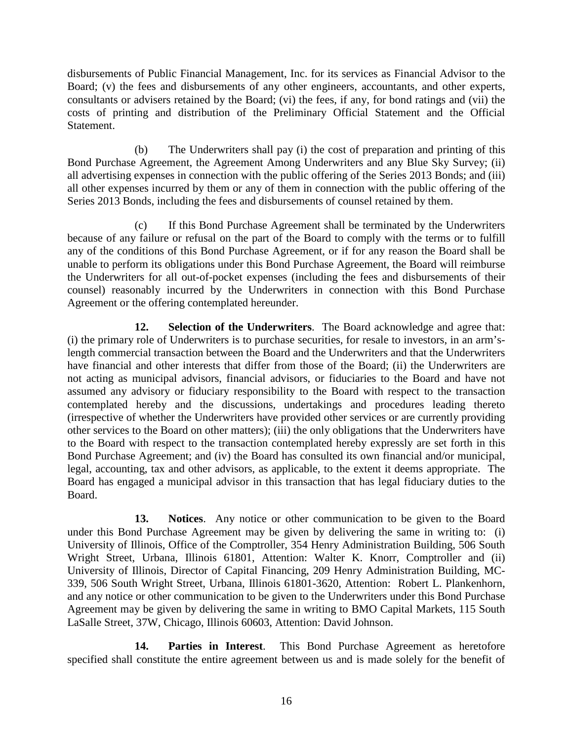disbursements of Public Financial Management, Inc. for its services as Financial Advisor to the Board; (v) the fees and disbursements of any other engineers, accountants, and other experts, consultants or advisers retained by the Board; (vi) the fees, if any, for bond ratings and (vii) the costs of printing and distribution of the Preliminary Official Statement and the Official Statement.

(b) The Underwriters shall pay (i) the cost of preparation and printing of this Bond Purchase Agreement, the Agreement Among Underwriters and any Blue Sky Survey; (ii) all advertising expenses in connection with the public offering of the Series 2013 Bonds; and (iii) all other expenses incurred by them or any of them in connection with the public offering of the Series 2013 Bonds, including the fees and disbursements of counsel retained by them.

(c) If this Bond Purchase Agreement shall be terminated by the Underwriters because of any failure or refusal on the part of the Board to comply with the terms or to fulfill any of the conditions of this Bond Purchase Agreement, or if for any reason the Board shall be unable to perform its obligations under this Bond Purchase Agreement, the Board will reimburse the Underwriters for all out-of-pocket expenses (including the fees and disbursements of their counsel) reasonably incurred by the Underwriters in connection with this Bond Purchase Agreement or the offering contemplated hereunder.

**12. Selection of the Underwriters**. The Board acknowledge and agree that: (i) the primary role of Underwriters is to purchase securities, for resale to investors, in an arm's-length commercial transaction between the Board and the Underwriters and that the Underwriters have financial and other interests that differ from those of the Board; (ii) the Underwriters are not acting as municipal advisors, financial advisors, or fiduciaries to the Board and have not assumed any advisory or fiduciary responsibility to the Board with respect to the transaction contemplated hereby and the discussions, undertakings and procedures leading thereto (irrespective of whether the Underwriters have provided other services or are currently providing other services to the Board on other matters); (iii) the only obligations that the Underwriters have to the Board with respect to the transaction contemplated hereby expressly are set forth in this Bond Purchase Agreement; and (iv) the Board has consulted its own financial and/or municipal, legal, accounting, tax and other advisors, as applicable, to the extent it deems appropriate. The Board has engaged a municipal advisor in this transaction that has legal fiduciary duties to the Board.

**13. Notices**. Any notice or other communication to be given to the Board under this Bond Purchase Agreement may be given by delivering the same in writing to: (i) University of Illinois, Office of the Comptroller, 354 Henry Administration Building, 506 South Wright Street, Urbana, Illinois 61801, Attention: Walter K. Knorr, Comptroller and (ii) University of Illinois, Director of Capital Financing, 209 Henry Administration Building, MC-339, 506 South Wright Street, Urbana, Illinois 61801-3620, Attention: Robert L. Plankenhorn, and any notice or other communication to be given to the Underwriters under this Bond Purchase Agreement may be given by delivering the same in writing to BMO Capital Markets, 115 South LaSalle Street, 37W, Chicago, Illinois 60603, Attention: David Johnson.

**14. Parties in Interest**. This Bond Purchase Agreement as heretofore specified shall constitute the entire agreement between us and is made solely for the benefit of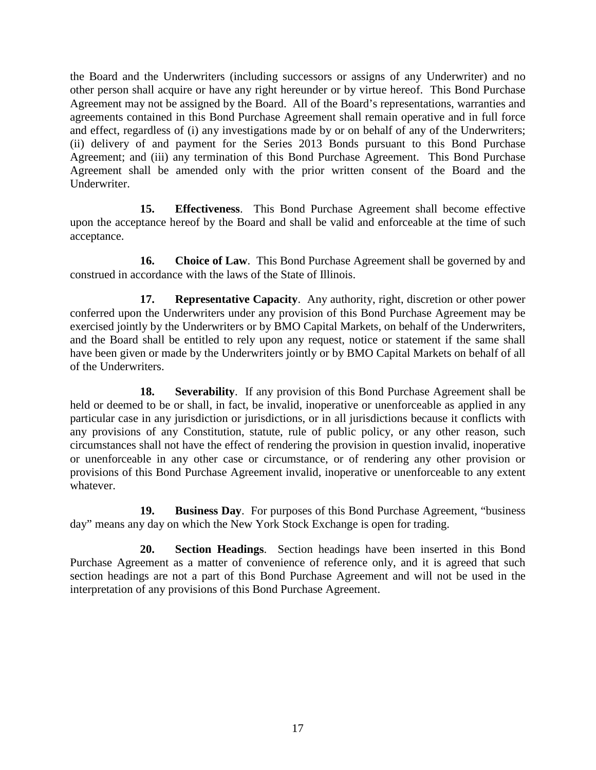the Board and the Underwriters (including successors or assigns of any Underwriter) and no other person shall acquire or have any right hereunder or by virtue hereof. This Bond Purchase Agreement may not be assigned by the Board. All of the Board's representations, warranties and agreements contained in this Bond Purchase Agreement shall remain operative and in full force and effect, regardless of (i) any investigations made by or on behalf of any of the Underwriters; (ii) delivery of and payment for the Series 2013 Bonds pursuant to this Bond Purchase Agreement; and (iii) any termination of this Bond Purchase Agreement. This Bond Purchase Agreement shall be amended only with the prior written consent of the Board and the Underwriter.

**15. Effectiveness**. This Bond Purchase Agreement shall become effective upon the acceptance hereof by the Board and shall be valid and enforceable at the time of such acceptance.

**16. Choice of Law**. This Bond Purchase Agreement shall be governed by and construed in accordance with the laws of the State of Illinois.

**17. Representative Capacity**. Any authority, right, discretion or other power conferred upon the Underwriters under any provision of this Bond Purchase Agreement may be exercised jointly by the Underwriters or by BMO Capital Markets, on behalf of the Underwriters, and the Board shall be entitled to rely upon any request, notice or statement if the same shall have been given or made by the Underwriters jointly or by BMO Capital Markets on behalf of all of the Underwriters.

**18. Severability**. If any provision of this Bond Purchase Agreement shall be held or deemed to be or shall, in fact, be invalid, inoperative or unenforceable as applied in any particular case in any jurisdiction or jurisdictions, or in all jurisdictions because it conflicts with any provisions of any Constitution, statute, rule of public policy, or any other reason, such circumstances shall not have the effect of rendering the provision in question invalid, inoperative or unenforceable in any other case or circumstance, or of rendering any other provision or provisions of this Bond Purchase Agreement invalid, inoperative or unenforceable to any extent whatever.

**19. Business Day**. For purposes of this Bond Purchase Agreement, "business day" means any day on which the New York Stock Exchange is open for trading.

**20. Section Headings**. Section headings have been inserted in this Bond Purchase Agreement as a matter of convenience of reference only, and it is agreed that such section headings are not a part of this Bond Purchase Agreement and will not be used in the interpretation of any provisions of this Bond Purchase Agreement.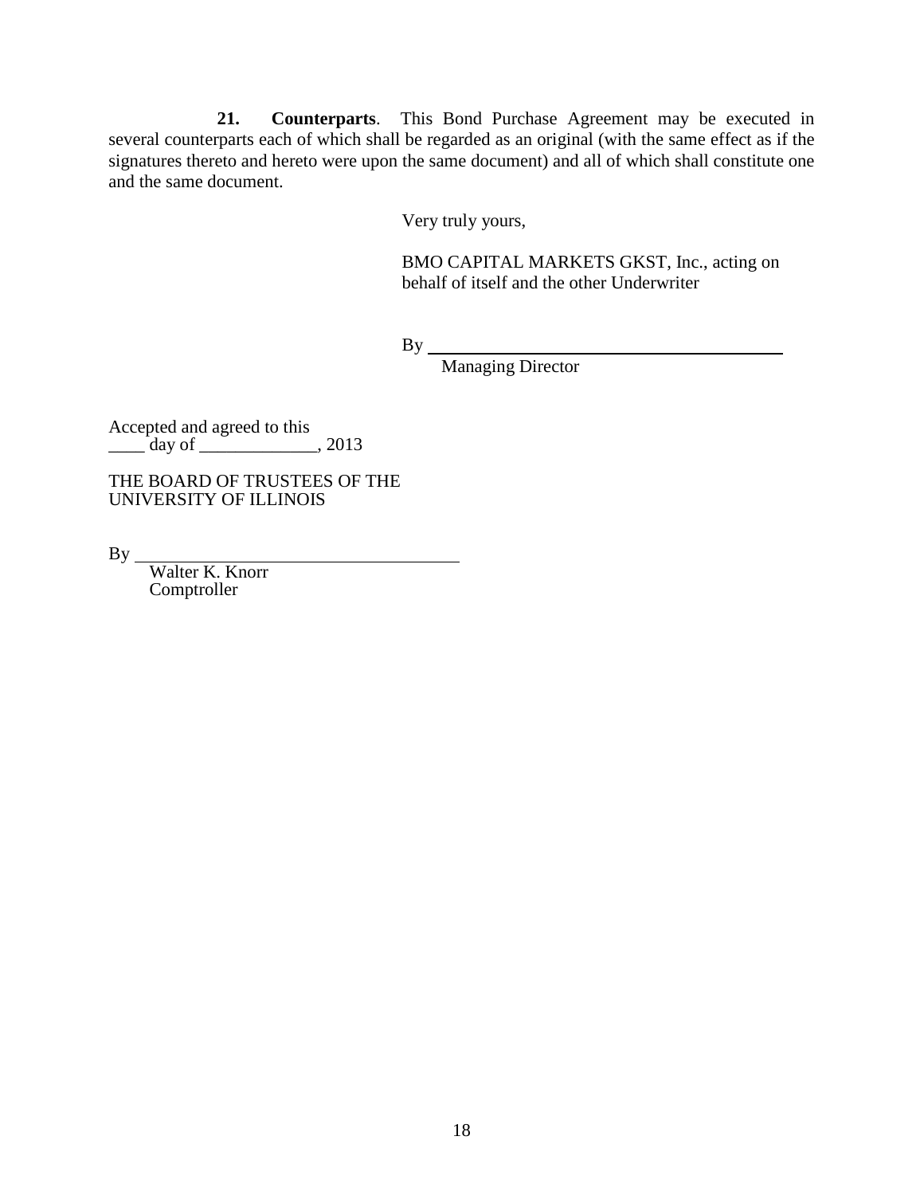**21. Counterparts**. This Bond Purchase Agreement may be executed in several counterparts each of which shall be regarded as an original (with the same effect as if the signatures thereto and hereto were upon the same document) and all of which shall constitute one and the same document.

Very truly yours,

BMO CAPITAL MARKETS GKST, Inc., acting on behalf of itself and the other Underwriter

By ________________________________________
Managing Director

Accepted and agreed to this
____ day of _____________, 2013

THE BOARD OF TRUSTEES OF THE UNIVERSITY OF ILLINOIS

By ____________________________________
Walter K. Knorr
Comptroller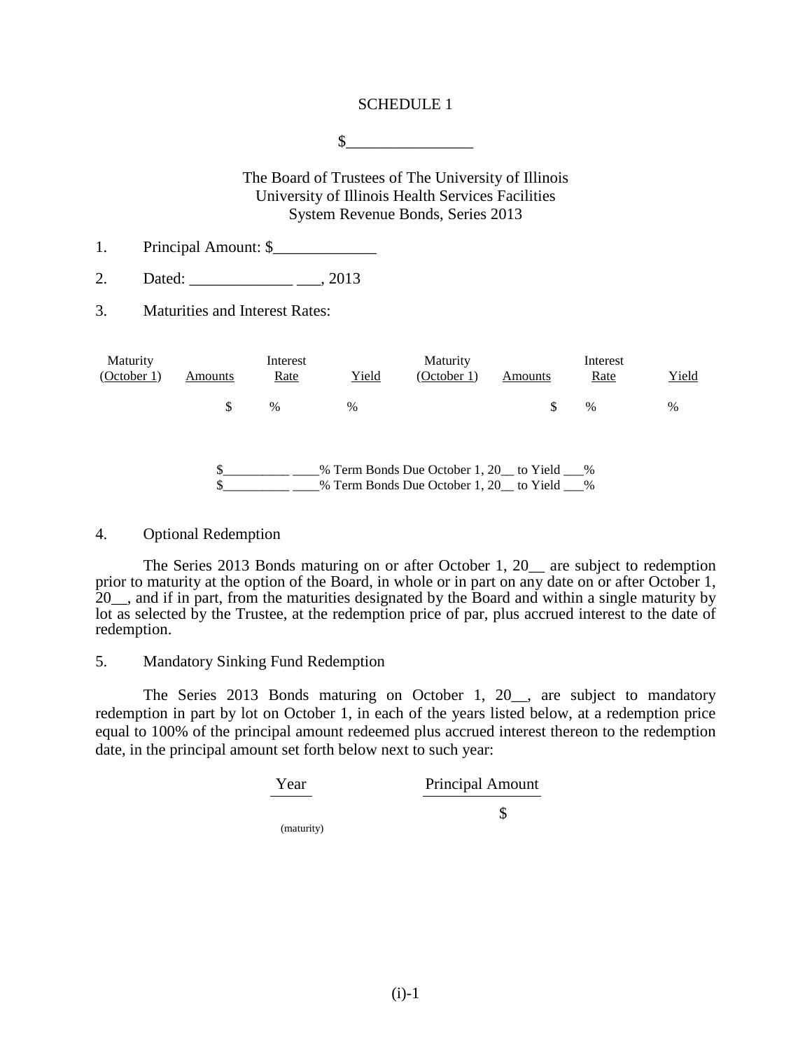# SCHEDULE 1

$________________

The Board of Trustees of The University of Illinois
University of Illinois Health Services Facilities
System Revenue Bonds, Series 2013

1. Principal Amount: $_____________

2. Dated: _____________ ___, 2013

3. Maturities and Interest Rates:

| Maturity (October 1) | Amounts | Interest Rate | Yield | Maturity (October 1) | Amounts | Interest Rate | Yield |
|---|---|---|---|---|---|---|---|
| | $ | % | % | | $ | % | % |

$__________ ____% Term Bonds Due October 1, 20__ to Yield ___%
$__________ ____% Term Bonds Due October 1, 20__ to Yield ___%

4. Optional Redemption

The Series 2013 Bonds maturing on or after October 1, 20__ are subject to redemption prior to maturity at the option of the Board, in whole or in part on any date on or after October 1, 20__, and if in part, from the maturities designated by the Board and within a single maturity by lot as selected by the Trustee, at the redemption price of par, plus accrued interest to the date of redemption.

5. Mandatory Sinking Fund Redemption

The Series 2013 Bonds maturing on October 1, 20__, are subject to mandatory redemption in part by lot on October 1, in each of the years listed below, at a redemption price equal to 100% of the principal amount redeemed plus accrued interest thereon to the redemption date, in the principal amount set forth below next to such year:

| Year | Principal Amount |
|---|---|
| | $ |
| (maturity) | |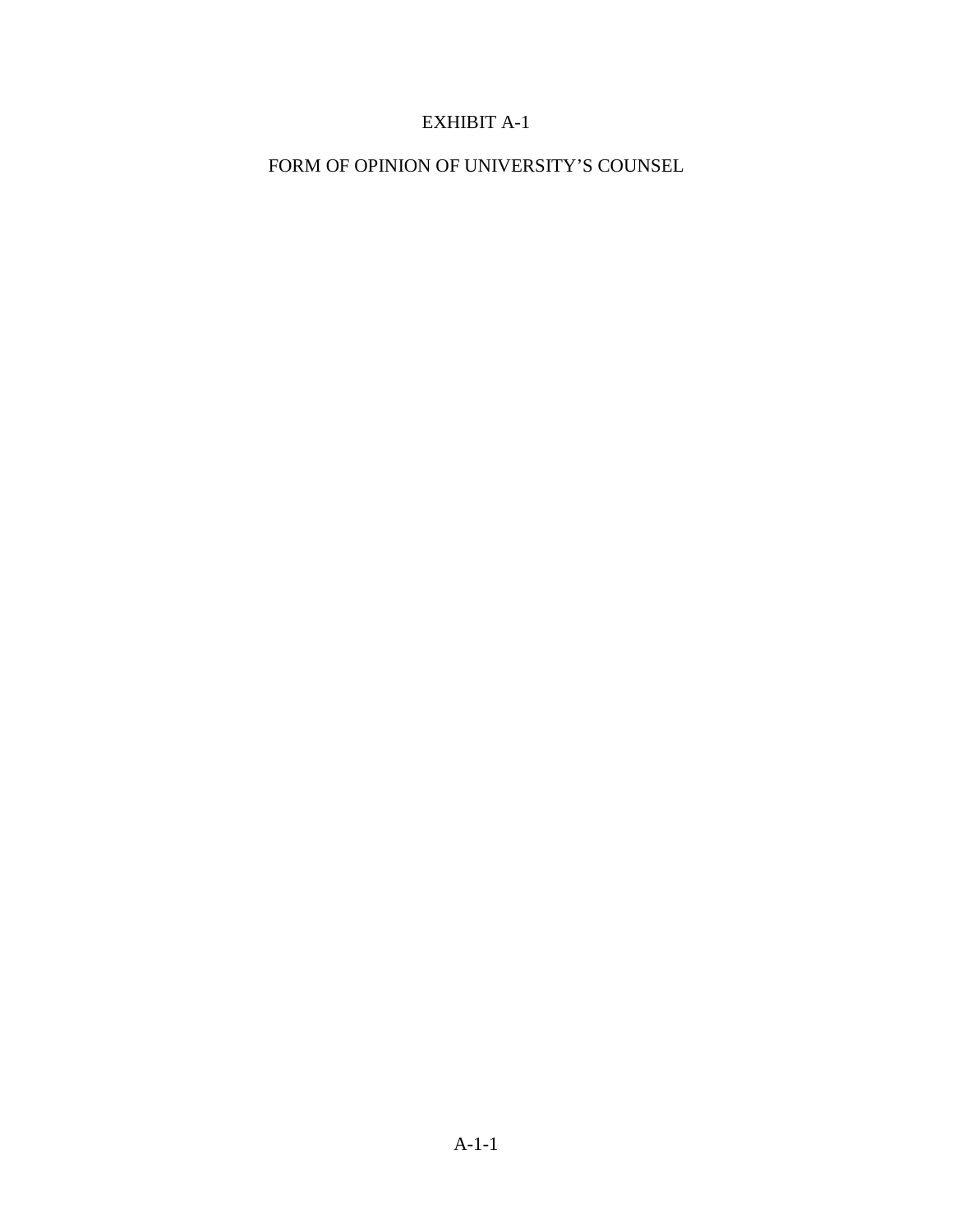# EXHIBIT A-1

## FORM OF OPINION OF UNIVERSITY'S COUNSEL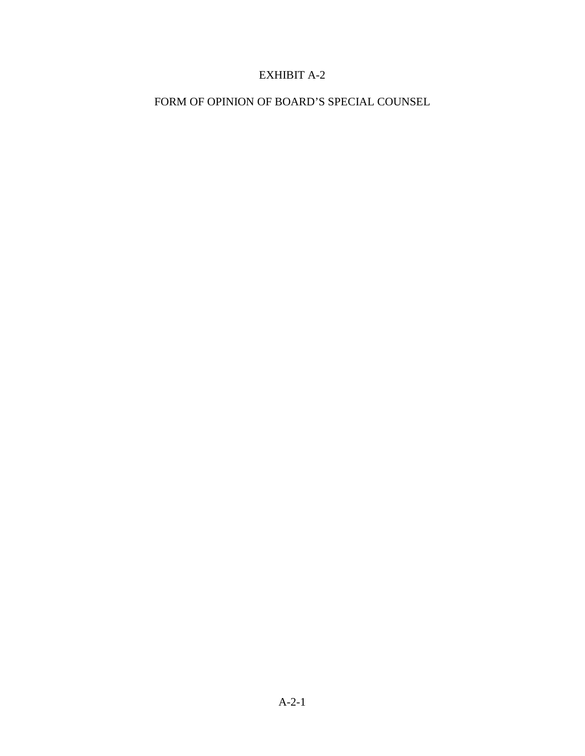# EXHIBIT A-2

## FORM OF OPINION OF BOARD'S SPECIAL COUNSEL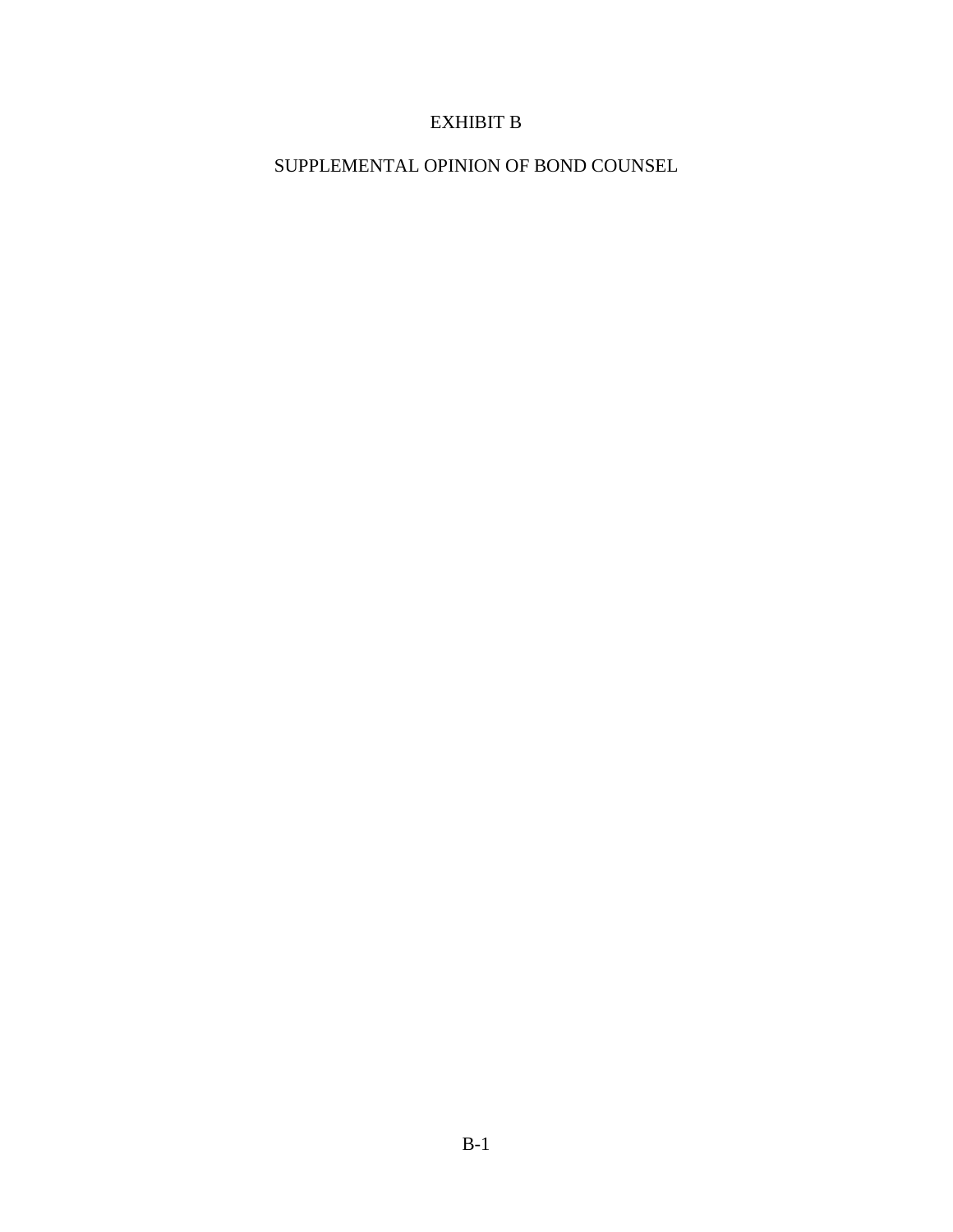# EXHIBIT B

## SUPPLEMENTAL OPINION OF BOND COUNSEL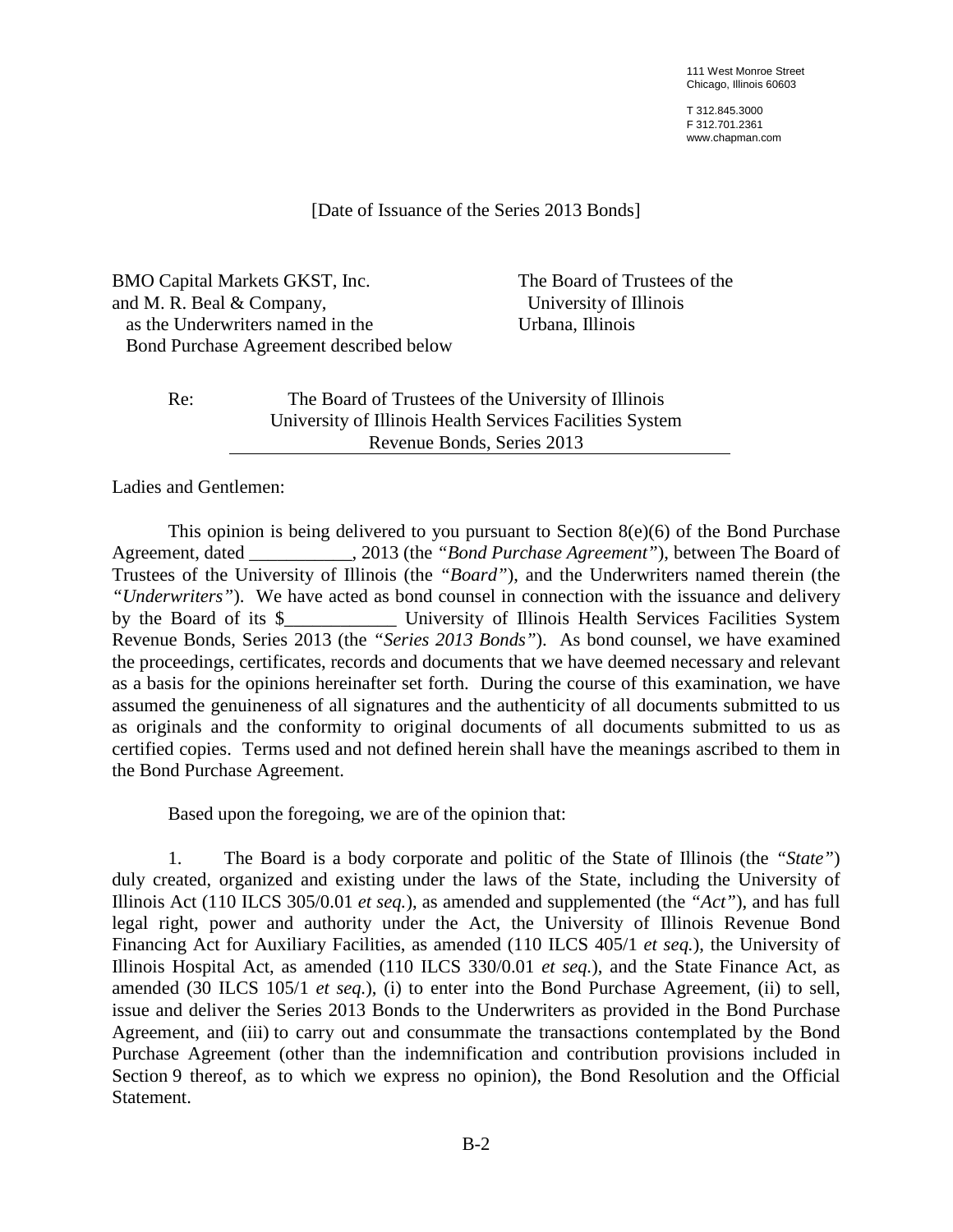111 West Monroe Street
Chicago, Illinois 60603

T 312.845.3000
F 312.701.2361
www.chapman.com

[Date of Issuance of the Series 2013 Bonds]

BMO Capital Markets GKST, Inc.
and M. R. Beal & Company,
as the Underwriters named in the
Bond Purchase Agreement described below

The Board of Trustees of the
University of Illinois
Urbana, Illinois

Re: The Board of Trustees of the University of Illinois
University of Illinois Health Services Facilities System
Revenue Bonds, Series 2013

Ladies and Gentlemen:

This opinion is being delivered to you pursuant to Section 8(e)(6) of the Bond Purchase Agreement, dated ___________, 2013 (the *"Bond Purchase Agreement"*), between The Board of Trustees of the University of Illinois (the *"Board"*), and the Underwriters named therein (the *"Underwriters"*). We have acted as bond counsel in connection with the issuance and delivery by the Board of its $____________ University of Illinois Health Services Facilities System Revenue Bonds, Series 2013 (the *"Series 2013 Bonds"*). As bond counsel, we have examined the proceedings, certificates, records and documents that we have deemed necessary and relevant as a basis for the opinions hereinafter set forth. During the course of this examination, we have assumed the genuineness of all signatures and the authenticity of all documents submitted to us as originals and the conformity to original documents of all documents submitted to us as certified copies. Terms used and not defined herein shall have the meanings ascribed to them in the Bond Purchase Agreement.

Based upon the foregoing, we are of the opinion that:

1. The Board is a body corporate and politic of the State of Illinois (the *"State"*) duly created, organized and existing under the laws of the State, including the University of Illinois Act (110 ILCS 305/0.01 *et seq.*), as amended and supplemented (the *"Act"*), and has full legal right, power and authority under the Act, the University of Illinois Revenue Bond Financing Act for Auxiliary Facilities, as amended (110 ILCS 405/1 *et seq.*), the University of Illinois Hospital Act, as amended (110 ILCS 330/0.01 *et seq.*), and the State Finance Act, as amended (30 ILCS 105/1 *et seq.*), (i) to enter into the Bond Purchase Agreement, (ii) to sell, issue and deliver the Series 2013 Bonds to the Underwriters as provided in the Bond Purchase Agreement, and (iii) to carry out and consummate the transactions contemplated by the Bond Purchase Agreement (other than the indemnification and contribution provisions included in Section 9 thereof, as to which we express no opinion), the Bond Resolution and the Official Statement.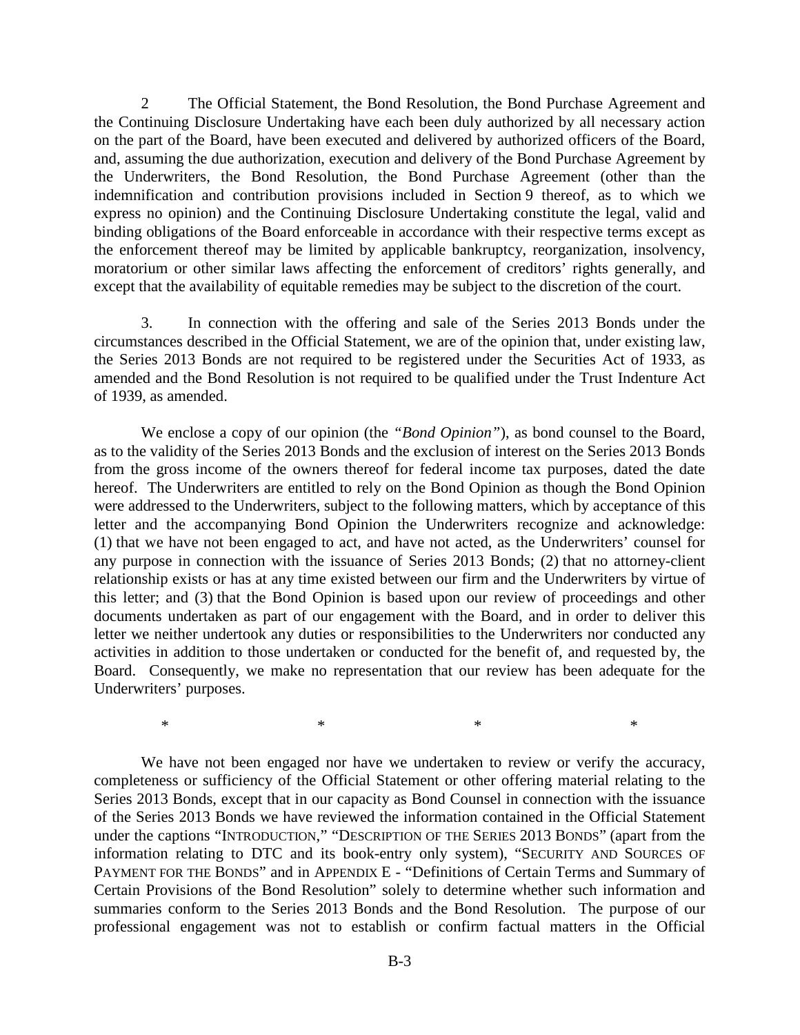2 The Official Statement, the Bond Resolution, the Bond Purchase Agreement and the Continuing Disclosure Undertaking have each been duly authorized by all necessary action on the part of the Board, have been executed and delivered by authorized officers of the Board, and, assuming the due authorization, execution and delivery of the Bond Purchase Agreement by the Underwriters, the Bond Resolution, the Bond Purchase Agreement (other than the indemnification and contribution provisions included in Section 9 thereof, as to which we express no opinion) and the Continuing Disclosure Undertaking constitute the legal, valid and binding obligations of the Board enforceable in accordance with their respective terms except as the enforcement thereof may be limited by applicable bankruptcy, reorganization, insolvency, moratorium or other similar laws affecting the enforcement of creditors' rights generally, and except that the availability of equitable remedies may be subject to the discretion of the court.

3. In connection with the offering and sale of the Series 2013 Bonds under the circumstances described in the Official Statement, we are of the opinion that, under existing law, the Series 2013 Bonds are not required to be registered under the Securities Act of 1933, as amended and the Bond Resolution is not required to be qualified under the Trust Indenture Act of 1939, as amended.

We enclose a copy of our opinion (the *"Bond Opinion"*), as bond counsel to the Board, as to the validity of the Series 2013 Bonds and the exclusion of interest on the Series 2013 Bonds from the gross income of the owners thereof for federal income tax purposes, dated the date hereof. The Underwriters are entitled to rely on the Bond Opinion as though the Bond Opinion were addressed to the Underwriters, subject to the following matters, which by acceptance of this letter and the accompanying Bond Opinion the Underwriters recognize and acknowledge: (1) that we have not been engaged to act, and have not acted, as the Underwriters' counsel for any purpose in connection with the issuance of Series 2013 Bonds; (2) that no attorney-client relationship exists or has at any time existed between our firm and the Underwriters by virtue of this letter; and (3) that the Bond Opinion is based upon our review of proceedings and other documents undertaken as part of our engagement with the Board, and in order to deliver this letter we neither undertook any duties or responsibilities to the Underwriters nor conducted any activities in addition to those undertaken or conducted for the benefit of, and requested by, the Board. Consequently, we make no representation that our review has been adequate for the Underwriters' purposes.

\* \* \* \*

We have not been engaged nor have we undertaken to review or verify the accuracy, completeness or sufficiency of the Official Statement or other offering material relating to the Series 2013 Bonds, except that in our capacity as Bond Counsel in connection with the issuance of the Series 2013 Bonds we have reviewed the information contained in the Official Statement under the captions "INTRODUCTION," "DESCRIPTION OF THE SERIES 2013 BONDS" (apart from the information relating to DTC and its book-entry only system), "SECURITY AND SOURCES OF PAYMENT FOR THE BONDS" and in APPENDIX E - "Definitions of Certain Terms and Summary of Certain Provisions of the Bond Resolution" solely to determine whether such information and summaries conform to the Series 2013 Bonds and the Bond Resolution. The purpose of our professional engagement was not to establish or confirm factual matters in the Official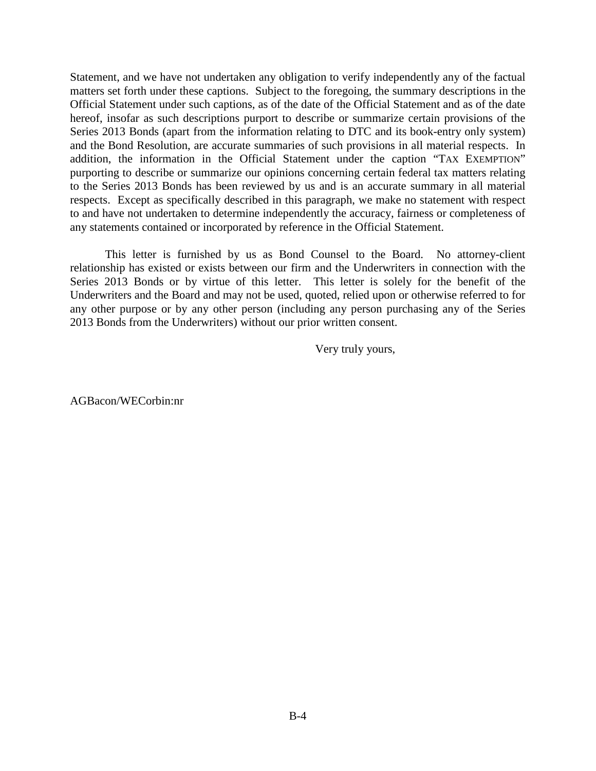Statement, and we have not undertaken any obligation to verify independently any of the factual matters set forth under these captions. Subject to the foregoing, the summary descriptions in the Official Statement under such captions, as of the date of the Official Statement and as of the date hereof, insofar as such descriptions purport to describe or summarize certain provisions of the Series 2013 Bonds (apart from the information relating to DTC and its book-entry only system) and the Bond Resolution, are accurate summaries of such provisions in all material respects. In addition, the information in the Official Statement under the caption "TAX EXEMPTION" purporting to describe or summarize our opinions concerning certain federal tax matters relating to the Series 2013 Bonds has been reviewed by us and is an accurate summary in all material respects. Except as specifically described in this paragraph, we make no statement with respect to and have not undertaken to determine independently the accuracy, fairness or completeness of any statements contained or incorporated by reference in the Official Statement.

This letter is furnished by us as Bond Counsel to the Board. No attorney-client relationship has existed or exists between our firm and the Underwriters in connection with the Series 2013 Bonds or by virtue of this letter. This letter is solely for the benefit of the Underwriters and the Board and may not be used, quoted, relied upon or otherwise referred to for any other purpose or by any other person (including any person purchasing any of the Series 2013 Bonds from the Underwriters) without our prior written consent.

Very truly yours,

AGBacon/WECorbin:nr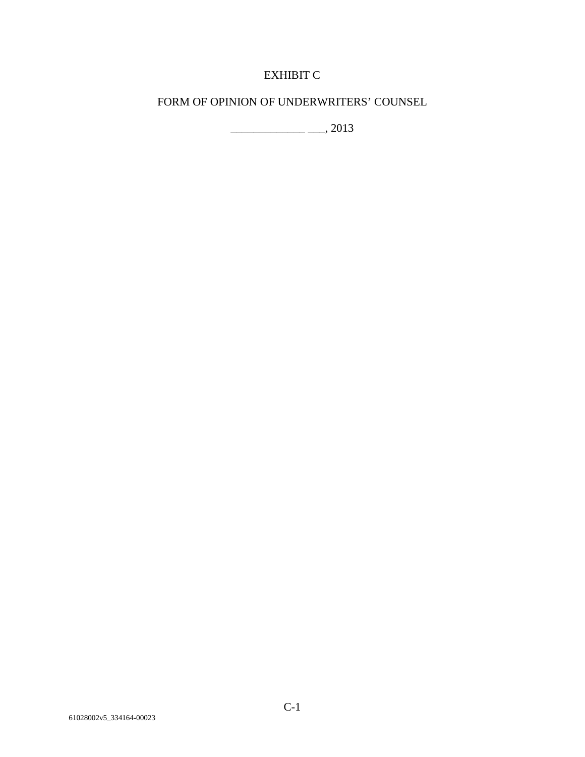# EXHIBIT C

## FORM OF OPINION OF UNDERWRITERS' COUNSEL

_____________ ___, 2013